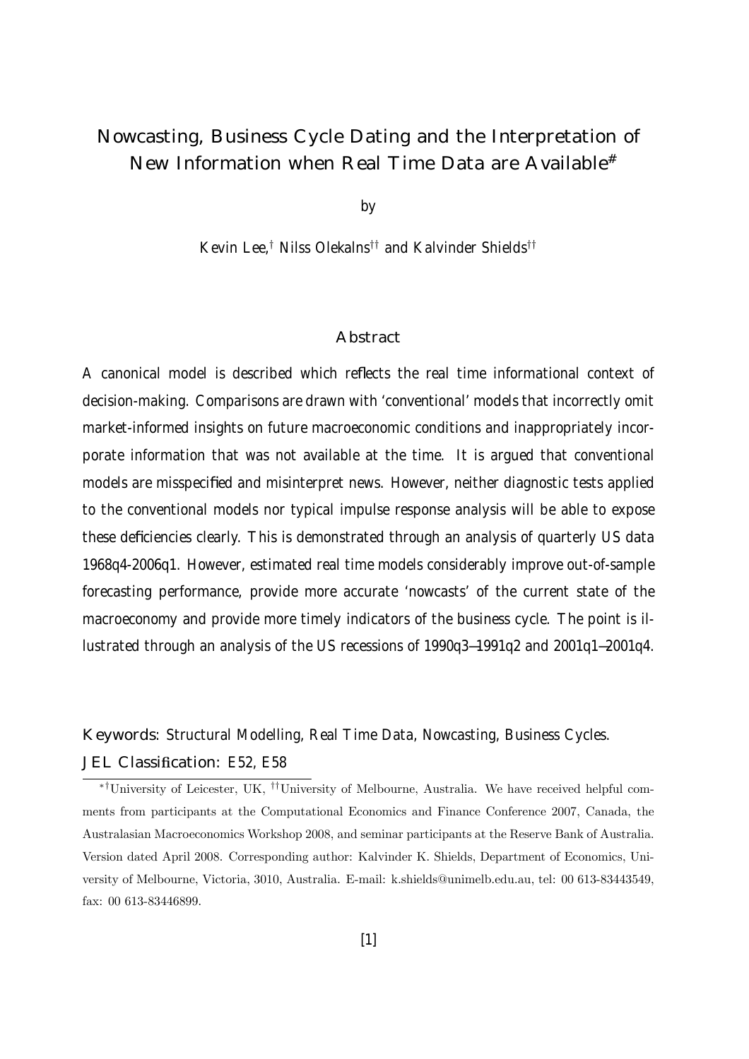# Nowcasting, Business Cycle Dating and the Interpretation of New Information when Real Time Data are Available[#]

by

Kevin Lee,[†] Nilss Olekalns[††] and Kalvinder Shields[††]

## Abstract

A canonical model is described which reflects the real time informational context of decision-making. Comparisons are drawn with 'conventional' models that incorrectly omit market-informed insights on future macroeconomic conditions and inappropriately incorporate information that was not available at the time. It is argued that conventional models are misspecified and misinterpret news. However, neither diagnostic tests applied to the conventional models nor typical impulse response analysis will be able to expose these deficiencies clearly. This is demonstrated through an analysis of quarterly US data 1968q4-2006q1. However, estimated real time models considerably improve out-of-sample forecasting performance, provide more accurate 'nowcasts' of the current state of the macroeconomy and provide more timely indicators of the business cycle. The point is illustrated through an analysis of the US recessions of 1990q3—1991q2 and 2001q1—2001q4.

**Keywords:** Structural Modelling, Real Time Data, Nowcasting, Business Cycles.

**JEL Classification:** E52, E58

[*†] University of Leicester, UK, [††] University of Melbourne, Australia. We have received helpful comments from participants at the Computational Economics and Finance Conference 2007, Canada, the Australasian Macroeconomics Workshop 2008, and seminar participants at the Reserve Bank of Australia. Version dated April 2008. Corresponding author: Kalvinder K. Shields, Department of Economics, University of Melbourne, Victoria, 3010, Australia. E-mail: k.shields@unimelb.edu.au, tel: 00 613-83443549, fax: 00 613-83446899.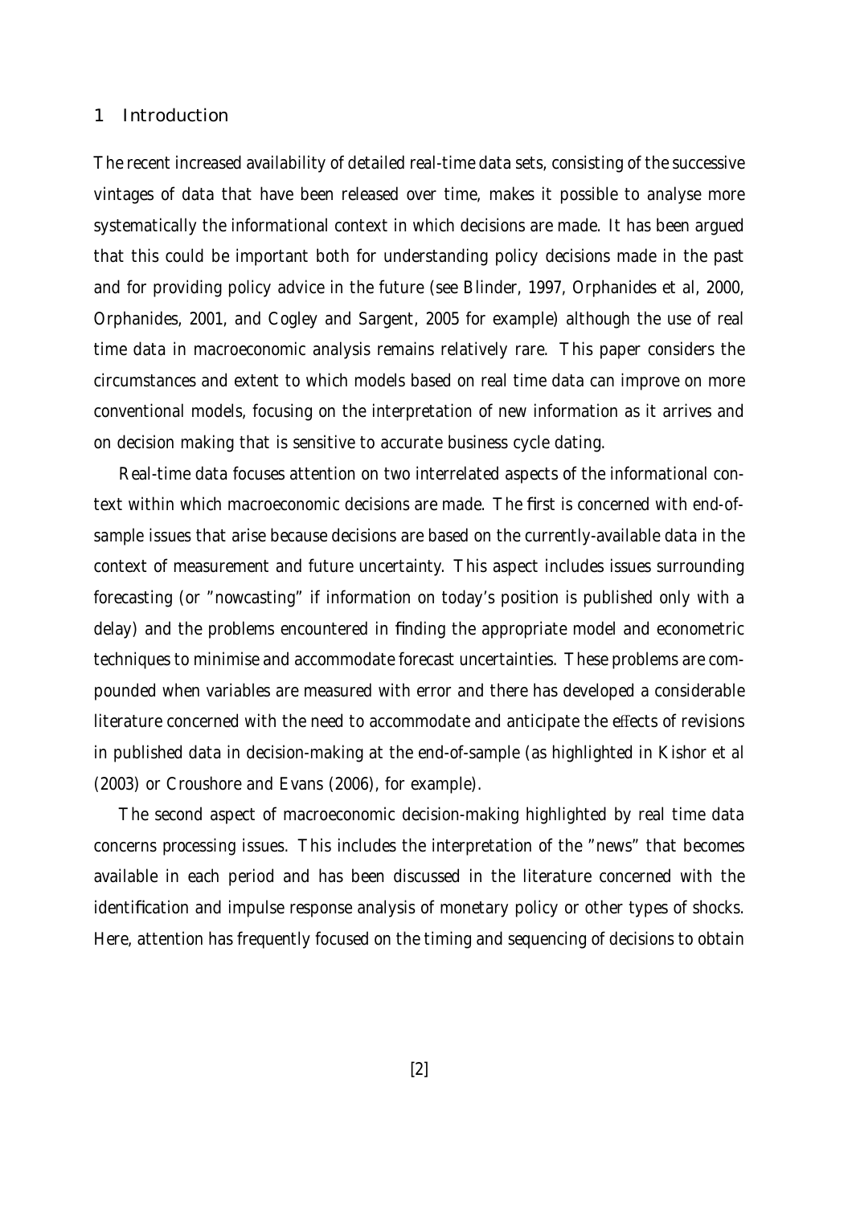## 1 Introduction

The recent increased availability of detailed real-time data sets, consisting of the successive vintages of data that have been released over time, makes it possible to analyse more systematically the informational context in which decisions are made. It has been argued that this could be important both for understanding policy decisions made in the past and for providing policy advice in the future (see Blinder, 1997, Orphanides et al, 2000, Orphanides, 2001, and Cogley and Sargent, 2005 for example) although the use of real time data in macroeconomic analysis remains relatively rare. This paper considers the circumstances and extent to which models based on real time data can improve on more conventional models, focusing on the interpretation of new information as it arrives and on decision making that is sensitive to accurate business cycle dating.

Real-time data focuses attention on two interrelated aspects of the informational context within which macroeconomic decisions are made. The first is concerned with end-of-sample issues that arise because decisions are based on the currently-available data in the context of measurement and future uncertainty. This aspect includes issues surrounding forecasting (or "nowcasting" if information on today's position is published only with a delay) and the problems encountered in finding the appropriate model and econometric techniques to minimise and accommodate forecast uncertainties. These problems are compounded when variables are measured with error and there has developed a considerable literature concerned with the need to accommodate and anticipate the effects of revisions in published data in decision-making at the end-of-sample (as highlighted in Kishor et al (2003) or Croushore and Evans (2006), for example).

The second aspect of macroeconomic decision-making highlighted by real time data concerns processing issues. This includes the interpretation of the "news" that becomes available in each period and has been discussed in the literature concerned with the identification and impulse response analysis of monetary policy or other types of shocks. Here, attention has frequently focused on the timing and sequencing of decisions to obtain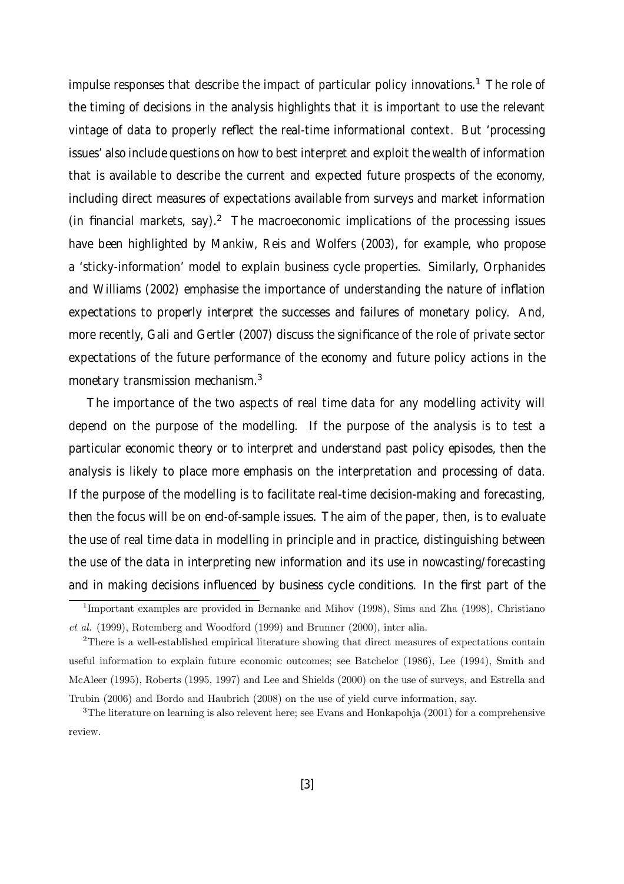impulse responses that describe the impact of particular policy innovations.[1] The role of the timing of decisions in the analysis highlights that it is important to use the relevant vintage of data to properly reflect the real-time informational context. But 'processing issues' also include questions on how to best interpret and exploit the wealth of information that is available to describe the current and expected future prospects of the economy, including direct measures of expectations available from surveys and market information (in financial markets, say).[2] The macroeconomic implications of the processing issues have been highlighted by Mankiw, Reis and Wolfers (2003), for example, who propose a 'sticky-information' model to explain business cycle properties. Similarly, Orphanides and Williams (2002) emphasise the importance of understanding the nature of inflation expectations to properly interpret the successes and failures of monetary policy. And, more recently, Gali and Gertler (2007) discuss the significance of the role of private sector expectations of the future performance of the economy and future policy actions in the monetary transmission mechanism.[3]

The importance of the two aspects of real time data for any modelling activity will depend on the purpose of the modelling. If the purpose of the analysis is to test a particular economic theory or to interpret and understand past policy episodes, then the analysis is likely to place more emphasis on the interpretation and processing of data. If the purpose of the modelling is to facilitate real-time decision-making and forecasting, then the focus will be on end-of-sample issues. The aim of the paper, then, is to evaluate the use of real time data in modelling in principle and in practice, distinguishing between the use of the data in interpreting new information and its use in nowcasting/forecasting and in making decisions influenced by business cycle conditions. In the first part of the

[1] Important examples are provided in Bernanke and Mihov (1998), Sims and Zha (1998), Christiano *et al.* (1999), Rotemberg and Woodford (1999) and Brunner (2000), inter alia.

[2] There is a well-established empirical literature showing that direct measures of expectations contain useful information to explain future economic outcomes; see Batchelor (1986), Lee (1994), Smith and McAleer (1995), Roberts (1995, 1997) and Lee and Shields (2000) on the use of surveys, and Estrella and Trubin (2006) and Bordo and Haubrich (2008) on the use of yield curve information, say.

[3] The literature on learning is also relevent here; see Evans and Honkapohja (2001) for a comprehensive review.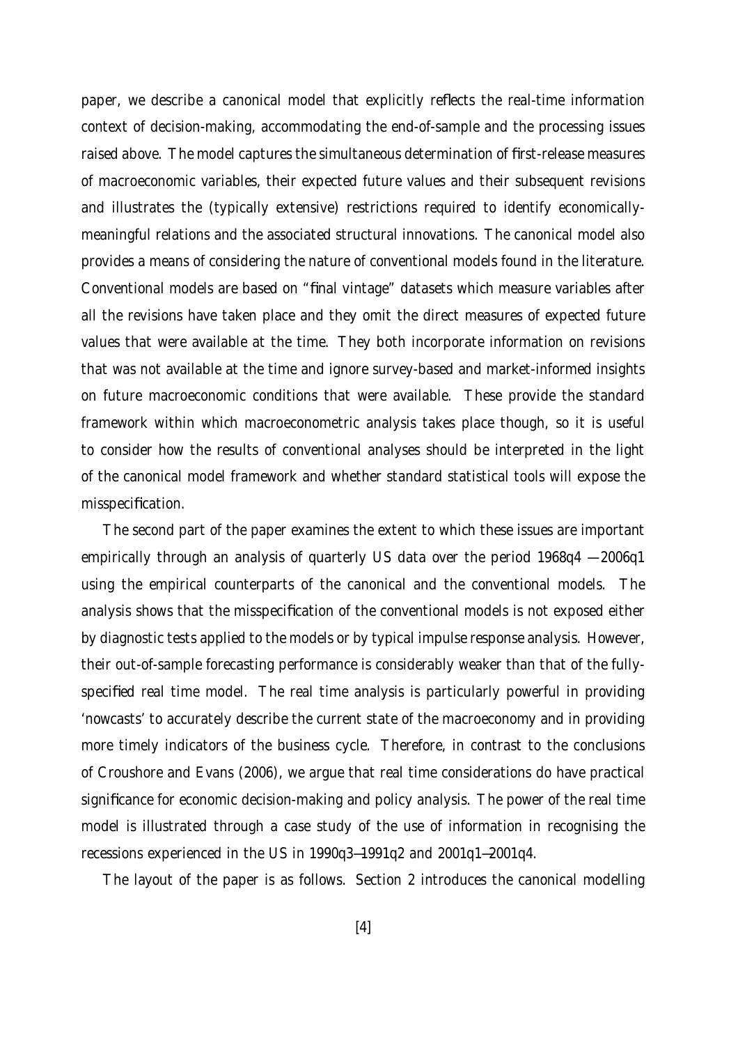paper, we describe a canonical model that explicitly reflects the real-time information context of decision-making, accommodating the end-of-sample and the processing issues raised above. The model captures the simultaneous determination of first-release measures of macroeconomic variables, their expected future values and their subsequent revisions and illustrates the (typically extensive) restrictions required to identify economically-meaningful relations and the associated structural innovations. The canonical model also provides a means of considering the nature of conventional models found in the literature. Conventional models are based on "final vintage" datasets which measure variables after all the revisions have taken place and they omit the direct measures of expected future values that were available at the time. They both incorporate information on revisions that was not available at the time and ignore survey-based and market-informed insights on future macroeconomic conditions that were available. These provide the standard framework within which macroeconometric analysis takes place though, so it is useful to consider how the results of conventional analyses should be interpreted in the light of the canonical model framework and whether standard statistical tools will expose the misspecification.

The second part of the paper examines the extent to which these issues are important empirically through an analysis of quarterly US data over the period 1968q4 —2006q1 using the empirical counterparts of the canonical and the conventional models. The analysis shows that the misspecification of the conventional models is not exposed either by diagnostic tests applied to the models or by typical impulse response analysis. However, their out-of-sample forecasting performance is considerably weaker than that of the fully-specified real time model. The real time analysis is particularly powerful in providing 'nowcasts' to accurately describe the current state of the macroeconomy and in providing more timely indicators of the business cycle. Therefore, in contrast to the conclusions of Croushore and Evans (2006), we argue that real time considerations do have practical significance for economic decision-making and policy analysis. The power of the real time model is illustrated through a case study of the use of information in recognising the recessions experienced in the US in 1990q3—1991q2 and 2001q1—2001q4.

The layout of the paper is as follows. Section 2 introduces the canonical modelling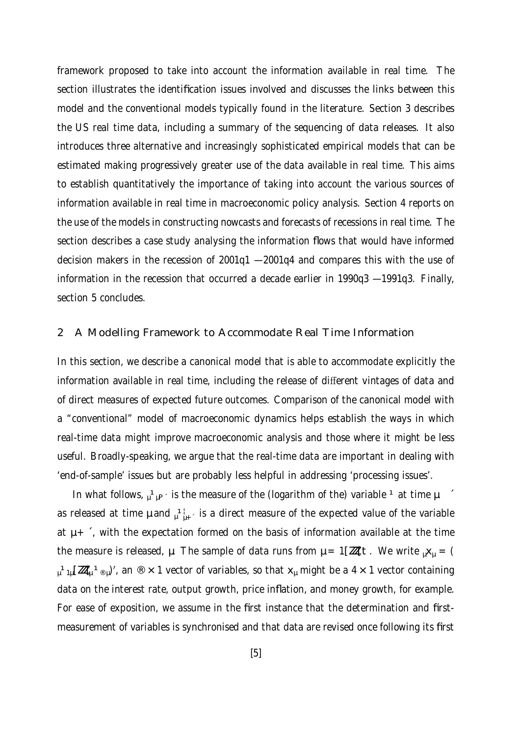framework proposed to take into account the information available in real time. The section illustrates the identification issues involved and discusses the links between this model and the conventional models typically found in the literature. Section 3 describes the US real time data, including a summary of the sequencing of data releases. It also introduces three alternative and increasingly sophisticated empirical models that can be estimated making progressively greater use of the data available in real time. This aims to establish quantitatively the importance of taking into account the various sources of information available in real time in macroeconomic policy analysis. Section 4 reports on the use of the models in constructing nowcasts and forecasts of recessions in real time. The section describes a case study analysing the information flows that would have informed decision makers in the recession of 2001q1 —2001q4 and compares this with the use of information in the recession that occurred a decade earlier in 1990q3 —1991q3. Finally, section 5 concludes.

## 2 A Modelling Framework to Accommodate Real Time Information

In this section, we describe a canonical model that is able to accommodate explicitly the information available in real time, including the release of different vintages of data and of direct measures of expected future outcomes. Comparison of the canonical model with a "conventional" model of macroeconomic dynamics helps establish the ways in which real-time data might improve macroeconomic analysis and those where it might be less useful. Broadly-speaking, we argue that the real-time data are important in dealing with 'end-of-sample' issues but are probably less helpful in addressing 'processing issues'.

In what follows, ${}_{t}x_{t-s}$ is the measure of the (logarithm of the) variable $x$ at time $t-s$ as released at time $t$ and ${}_{t}x^{e}_{t+s}$ is a direct measure of the expected value of the variable at $t+s$, with the expectation formed on the basis of information available at the time the measure is released, $t$. The sample of data runs from $t = 1, ..., T$. We write ${}_{t}x_{t} = ({}_{t}x_{1t}, ..., {}_{t}x_{mt})'$, an $m \times 1$ vector of variables, so that $x_{t}$ might be a $4 \times 1$ vector containing data on the interest rate, output growth, price inflation, and money growth, for example. For ease of exposition, we assume in the first instance that the determination and first-measurement of variables is synchronised and that data are revised once following its first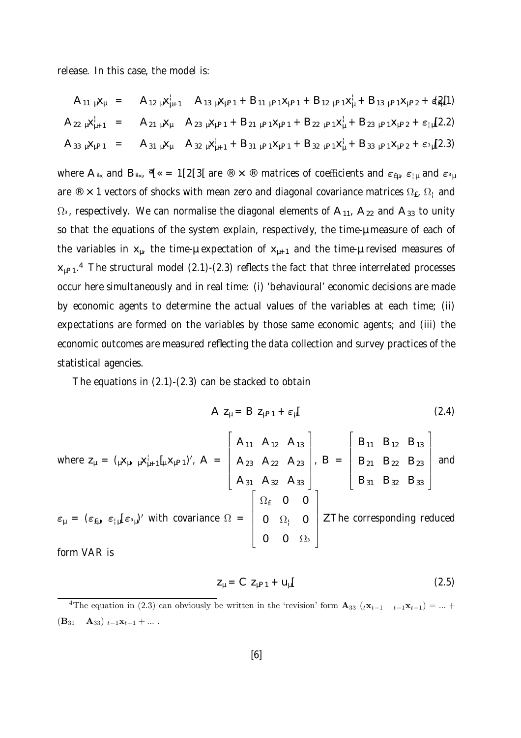release. In this case, the model is:

$$
\begin{aligned}
\mathbf{A}_{11\ t}\mathbf{x}_t &= -\mathbf{A}_{12\ t}\mathbf{x}^e_{t+1} - \mathbf{A}_{13\ t}\mathbf{x}_{t-1} + \mathbf{B}_{11\ t-1}\mathbf{x}_{t-1} + \mathbf{B}_{12\ t-1}\mathbf{x}^e_t + \mathbf{B}_{13\ t-1}\mathbf{x}_{t-2} + \varepsilon_{1t}, && (2.1)\\
\mathbf{A}_{22\ t}\mathbf{x}^e_{t+1} &= -\mathbf{A}_{21\ t}\mathbf{x}_t - \mathbf{A}_{23\ t}\mathbf{x}_{t-1} + \mathbf{B}_{21\ t-1}\mathbf{x}_{t-1} + \mathbf{B}_{22\ t-1}\mathbf{x}^e_t + \mathbf{B}_{23\ t-1}\mathbf{x}_{t-2} + \varepsilon_{2t}, && (2.2)\\
\mathbf{A}_{33\ t}\mathbf{x}_{t-1} &= -\mathbf{A}_{31\ t}\mathbf{x}_t - \mathbf{A}_{32\ t}\mathbf{x}^e_{t+1} + \mathbf{B}_{31\ t-1}\mathbf{x}_{t-1} + \mathbf{B}_{32\ t-1}\mathbf{x}^e_t + \mathbf{B}_{33\ t-1}\mathbf{x}_{t-2} + \varepsilon_{3t}, && (2.3)
\end{aligned}
$$

where $\mathbf{A}_{ij}$ and $\mathbf{B}_{ij}$, $i, j = 1, 2, 3$, are $n \times n$ matrices of coefficients and $\varepsilon_{1t}$, $\varepsilon_{2t}$ and $\varepsilon_{3t}$ are $n \times 1$ vectors of shocks with mean zero and diagonal covariance matrices $\Omega_1$, $\Omega_2$ and $\Omega_3$, respectively. We can normalise the diagonal elements of $\mathbf{A}_{11}$, $\mathbf{A}_{22}$ and $\mathbf{A}_{33}$ to unity so that the equations of the system explain, respectively, the time-$t$ measure of each of the variables in $\mathbf{x}_t$, the time-$t$ expectation of $\mathbf{x}_{t+1}$ and the time-$t$ revised measures of $\mathbf{x}_{t-1}$.[4] The structural model (2.1)-(2.3) reflects the fact that three interrelated processes occur here simultaneously and in real time: (i) 'behavioural' economic decisions are made by economic agents to determine the actual values of the variables at each time; (ii) expectations are formed on the variables by those same economic agents; and (iii) the economic outcomes are measured reflecting the data collection and survey practices of the statistical agencies.

The equations in (2.1)-(2.3) can be stacked to obtain

$$
\mathbf{A}\ \mathbf{z}_t = \mathbf{B}\ \mathbf{z}_{t-1} + \varepsilon_t, \tag{2.4}
$$

where $\mathbf{z}_t = ({}_t\mathbf{x}_t,\ {}_t\mathbf{x}^e_{t+1},\ {}_t\mathbf{x}_{t-1})'$, $\mathbf{A} = \begin{bmatrix} \mathbf{A}_{11} & \mathbf{A}_{12} & \mathbf{A}_{13} \\ \mathbf{A}_{23} & \mathbf{A}_{22} & \mathbf{A}_{23} \\ \mathbf{A}_{31} & \mathbf{A}_{32} & \mathbf{A}_{33} \end{bmatrix}$, $\mathbf{B} = \begin{bmatrix} \mathbf{B}_{11} & \mathbf{B}_{12} & \mathbf{B}_{13} \\ \mathbf{B}_{21} & \mathbf{B}_{22} & \mathbf{B}_{23} \\ \mathbf{B}_{31} & \mathbf{B}_{32} & \mathbf{B}_{33} \end{bmatrix}$ and $\varepsilon_t = (\varepsilon_{1t},\ \varepsilon_{2t}, \varepsilon_{3t})'$ with covariance $\Omega = \begin{bmatrix} \Omega_1 & 0 & 0 \\ 0 & \Omega_2 & 0 \\ 0 & 0 & \Omega_3 \end{bmatrix}$. The corresponding reduced form VAR is

$$
\mathbf{z}_t = \mathbf{C}\ \mathbf{z}_{t-1} + \mathbf{u}_t, \tag{2.5}
$$

---

[4] The equation in (2.3) can obviously be written in the 'revision' form $\mathbf{A}_{33}\ ({}_t\mathbf{x}_{t-1} - {}_{t-1}\mathbf{x}_{t-1}) = ... + (\mathbf{B}_{31} - \mathbf{A}_{33})\ {}_{t-1}\mathbf{x}_{t-1} + ...$ .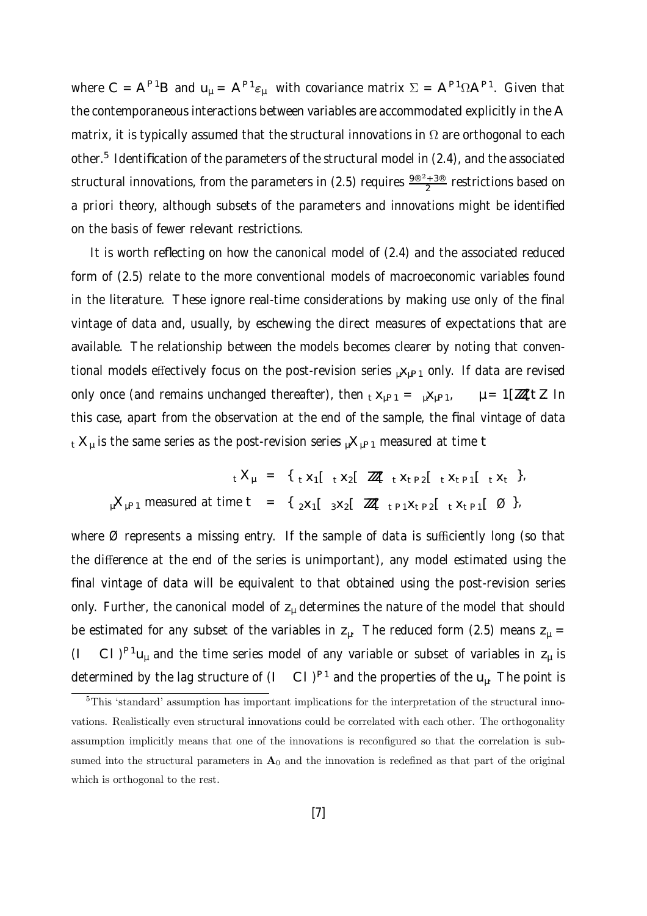where $C = A^{-1}B$ and $u_t = A^{-1}\varepsilon_t$ with covariance matrix $\Sigma = A^{-1}\Omega A^{-1\prime}$. Given that the contemporaneous interactions between variables are accommodated explicitly in the $A$ matrix, it is typically assumed that the structural innovations in $\Omega$ are orthogonal to each other.[5] Identification of the parameters of the structural model in (2.4), and the associated structural innovations, from the parameters in (2.5) requires $\frac{9k^2+3k}{2}$ restrictions based on a priori theory, although subsets of the parameters and innovations might be identified on the basis of fewer relevant restrictions.

It is worth reflecting on how the canonical model of (2.4) and the associated reduced form of (2.5) relate to the more conventional models of macroeconomic variables found in the literature. These ignore real-time considerations by making use only of the final vintage of data and, usually, by eschewing the direct measures of expectations that are available. The relationship between the models becomes clearer by noting that conventional models effectively focus on the post-revision series ${}_{t}x_{t-1}$ only. If data are revised only once (and remains unchanged thereafter), then ${}_{T}x_{t-1} = {}_{t}x_{t-1}$, $t = 1, ..., T$. In this case, apart from the observation at the end of the sample, the final vintage of data ${}_{T}X_{t}$ is the same series as the post-revision series ${}_{t}X_{t-1}$ measured at time $T$:

$$
\begin{aligned}
{}_{T}X_{t} &= \{{}_{T}x_{1}, {}_{T}x_{2}, ..., {}_{T}x_{T-2}, {}_{T}x_{T-1}, {}_{T}x_{T}\}, \\
{}_{t}X_{t-1} \text{ measured at time } T &= \{{}_{2}x_{1}, {}_{3}x_{2}, ..., {}_{T-1}x_{T-2}, {}_{T}x_{T-1}, \emptyset\},
\end{aligned}
$$

where $\emptyset$ represents a missing entry. If the sample of data is sufficiently long (so that the difference at the end of the series is unimportant), any model estimated using the final vintage of data will be equivalent to that obtained using the post-revision series only. Further, the canonical model of $z_t$ determines the nature of the model that should be estimated for any subset of the variables in $z_t$. The reduced form (2.5) means $z_t = (I - CL)^{-1}u_t$ and the time series model of any variable or subset of variables in $z_t$ is determined by the lag structure of $(I - CL)^{-1}$ and the properties of the $u_t$. The point is

[5] This 'standard' assumption has important implications for the interpretation of the structural innovations. Realistically even structural innovations could be correlated with each other. The orthogonality assumption implicitly means that one of the innovations is reconfigured so that the correlation is subsumed into the structural parameters in $\mathbf{A}_0$ and the innovation is redefined as that part of the original which is orthogonal to the rest.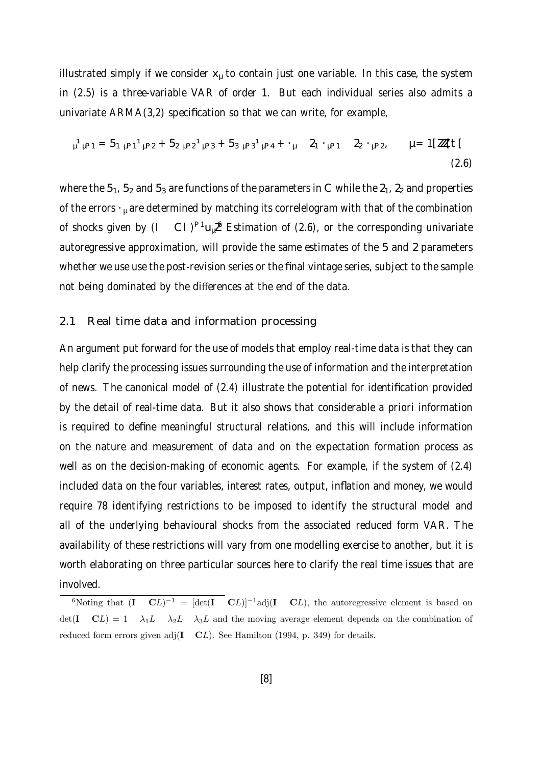illustrated simply if we consider $x_t$ to contain just one variable. In this case, the system in (2.5) is a three-variable VAR of order 1. But each individual series also admits a univariate ARMA(3,2) specification so that we can write, for example,

$$
{}_{t}y_{t-1} = \phi_1 \, {}_{t-1}y_{t-2} + \phi_2 \, {}_{t-2}y_{t-3} + \phi_3 \, {}_{t-3}y_{t-4} + \varepsilon_t - \theta_1 \varepsilon_{t-1} - \theta_2 \varepsilon_{t-2}, \qquad t = 1, ..., T, \tag{2.6}
$$

where the $\phi_1$, $\phi_2$ and $\phi_3$ are functions of the parameters in $\mathbf{C}$ while the $\theta_1$, $\theta_2$ and properties of the errors $\varepsilon_t$ are determined by matching its correlelogram with that of the combination of shocks given by $(\mathbf{I} - \mathbf{C}L)^{-1}\mathbf{u}_t$.[6] Estimation of (2.6), or the corresponding univariate autoregressive approximation, will provide the same estimates of the $\phi$ and $\theta$ parameters whether we use use the post-revision series or the final vintage series, subject to the sample not being dominated by the differences at the end of the data.

## 2.1 Real time data and information processing

An argument put forward for the use of models that employ real-time data is that they can help clarify the processing issues surrounding the use of information and the interpretation of news. The canonical model of (2.4) illustrate the potential for identification provided by the detail of real-time data. But it also shows that considerable a priori information is required to define meaningful structural relations, and this will include information on the nature and measurement of data and on the expectation formation process as well as on the decision-making of economic agents. For example, if the system of (2.4) included data on the four variables, interest rates, output, inflation and money, we would require 78 identifying restrictions to be imposed to identify the structural model and all of the underlying behavioural shocks from the associated reduced form VAR. The availability of these restrictions will vary from one modelling exercise to another, but it is worth elaborating on three particular sources here to clarify the real time issues that are involved.

[6] Noting that $(\mathbf{I} - \mathbf{C}L)^{-1} = [\det(\mathbf{I} - \mathbf{C}L)]^{-1}\text{adj}(\mathbf{I} - \mathbf{C}L)$, the autoregressive element is based on $\det(\mathbf{I} - \mathbf{C}L) = 1 - \lambda_1 L - \lambda_2 L - \lambda_3 L$ and the moving average element depends on the combination of reduced form errors given $\text{adj}(\mathbf{I} - \mathbf{C}L)$. See Hamilton (1994, p. 349) for details.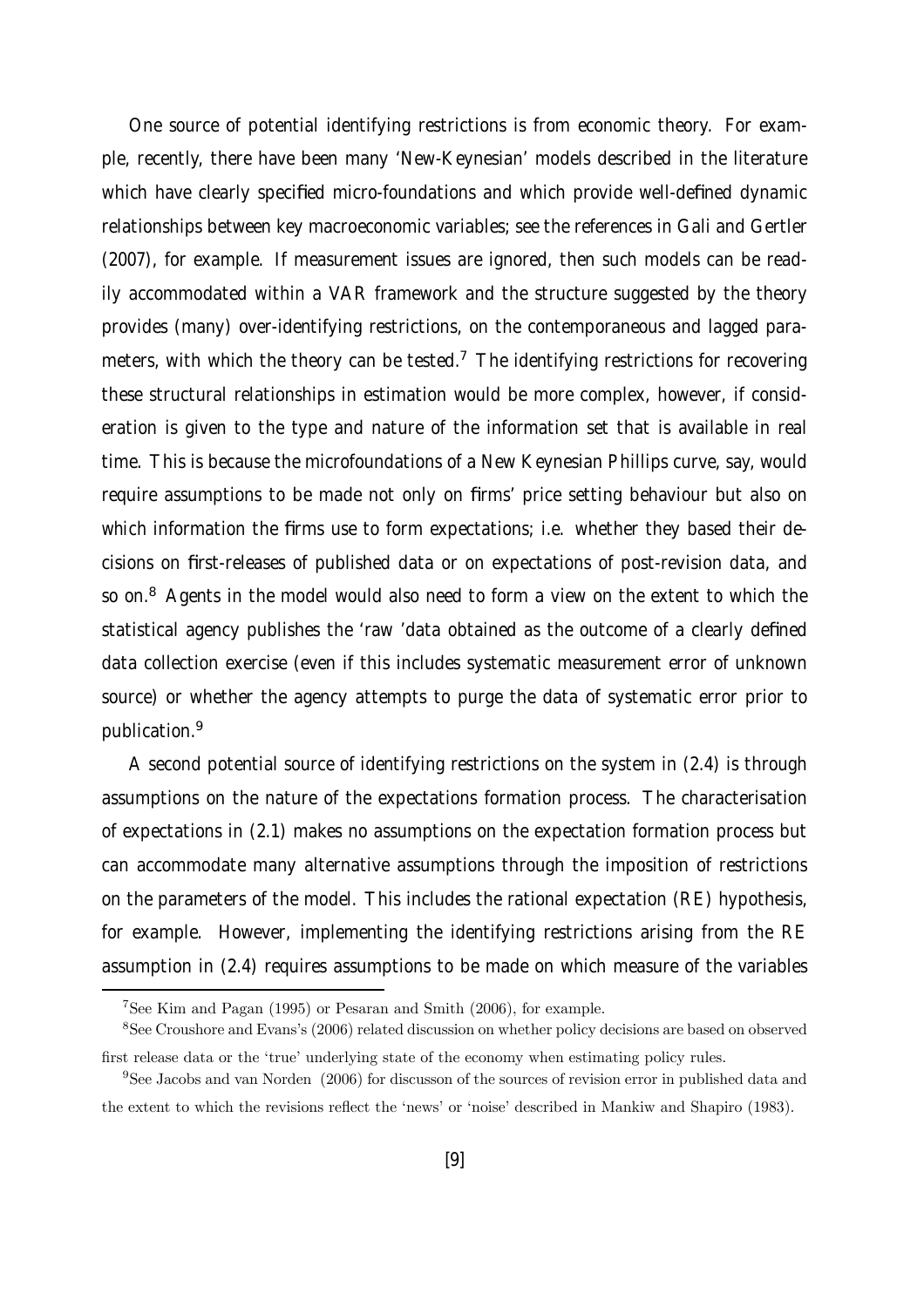One source of potential identifying restrictions is from economic theory. For example, recently, there have been many 'New-Keynesian' models described in the literature which have clearly specified micro-foundations and which provide well-defined dynamic relationships between key macroeconomic variables; see the references in Gali and Gertler (2007), for example. If measurement issues are ignored, then such models can be readily accommodated within a VAR framework and the structure suggested by the theory provides (many) over-identifying restrictions, on the contemporaneous and lagged parameters, with which the theory can be tested.[7] The identifying restrictions for recovering these structural relationships in estimation would be more complex, however, if consideration is given to the type and nature of the information set that is available in real time. This is because the microfoundations of a New Keynesian Phillips curve, say, would require assumptions to be made not only on firms' price setting behaviour but also on which information the firms use to form expectations; i.e. whether they based their decisions on first-releases of published data or on expectations of post-revision data, and so on.[8] Agents in the model would also need to form a view on the extent to which the statistical agency publishes the 'raw 'data obtained as the outcome of a clearly defined data collection exercise (even if this includes systematic measurement error of unknown source) or whether the agency attempts to purge the data of systematic error prior to publication.[9]

A second potential source of identifying restrictions on the system in (2.4) is through assumptions on the nature of the expectations formation process. The characterisation of expectations in (2.1) makes no assumptions on the expectation formation process but can accommodate many alternative assumptions through the imposition of restrictions on the parameters of the model. This includes the rational expectation (RE) hypothesis, for example. However, implementing the identifying restrictions arising from the RE assumption in (2.4) requires assumptions to be made on which measure of the variables

---

[7] See Kim and Pagan (1995) or Pesaran and Smith (2006), for example.

[8] See Croushore and Evans's (2006) related discussion on whether policy decisions are based on observed first release data or the 'true' underlying state of the economy when estimating policy rules.

[9] See Jacobs and van Norden (2006) for discusson of the sources of revision error in published data and the extent to which the revisions reflect the 'news' or 'noise' described in Mankiw and Shapiro (1983).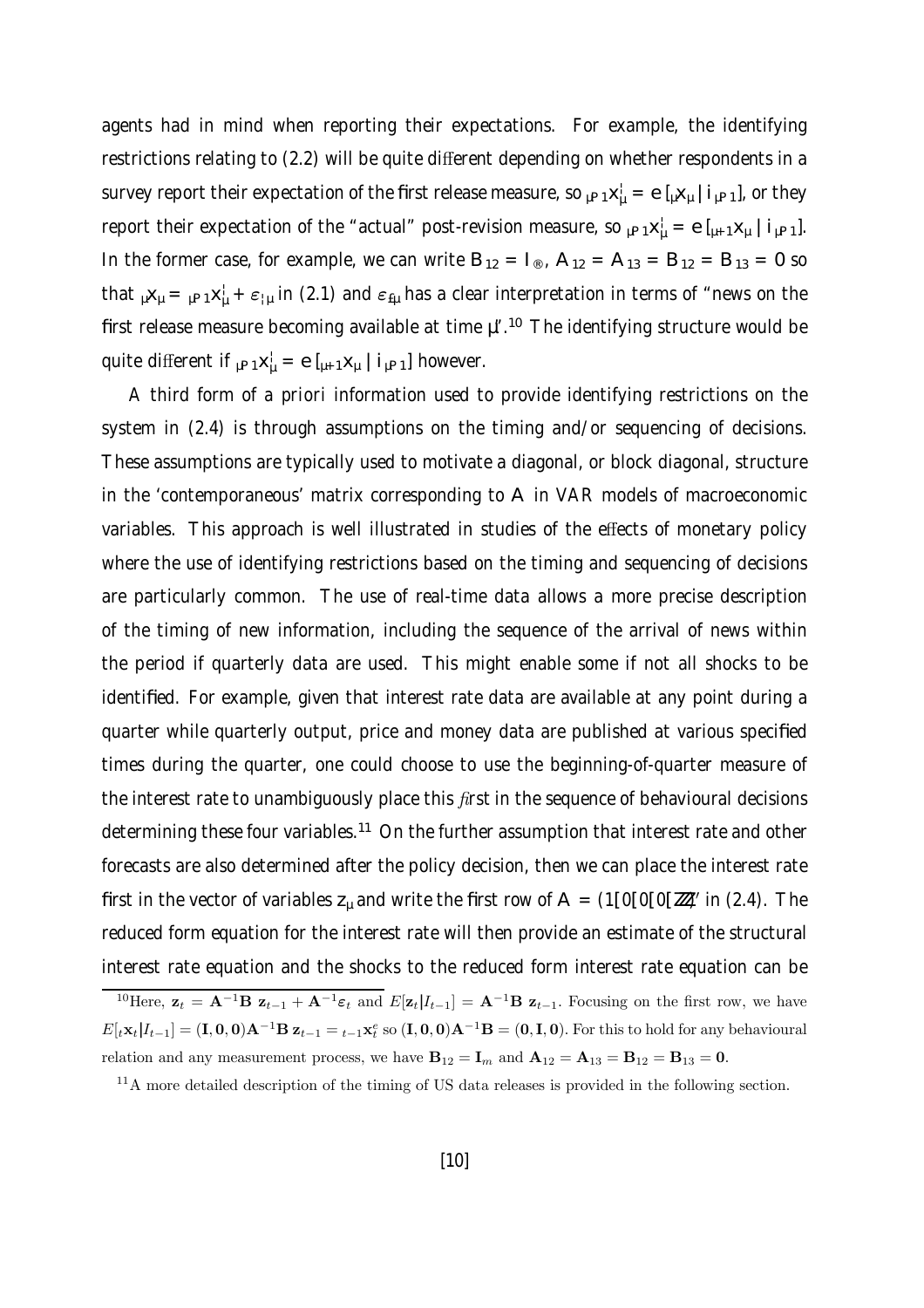agents had in mind when reporting their expectations. For example, the identifying restrictions relating to (2.2) will be quite different depending on whether respondents in a survey report their expectation of the first release measure, so ${}_{t-1}x_t^e = E[{}_t x_t \mid I_{t-1}]$, or they report their expectation of the "actual" post-revision measure, so ${}_{t-1}x_t^e = E[{}_{t+1}x_t \mid I_{t-1}]$. In the former case, for example, we can write $\mathbf{B}_{12} = \mathbf{I}_m$, $\mathbf{A}_{12} = \mathbf{A}_{13} = \mathbf{B}_{12} = \mathbf{B}_{13} = \mathbf{0}$ so that ${}_t x_t = {}_{t-1}x_t^e + \varepsilon_{1t}$ in (2.1) and $\varepsilon_{1t}$ has a clear interpretation in terms of "news on the first release measure becoming available at time $t$".[10] The identifying structure would be quite different if ${}_{t-1}x_t^e = E[{}_{t+1}x_t \mid I_{t-1}]$ however.

A third form of a priori information used to provide identifying restrictions on the system in (2.4) is through assumptions on the timing and/or sequencing of decisions. These assumptions are typically used to motivate a diagonal, or block diagonal, structure in the 'contemporaneous' matrix corresponding to $\mathbf{A}$ in VAR models of macroeconomic variables. This approach is well illustrated in studies of the effects of monetary policy where the use of identifying restrictions based on the timing and sequencing of decisions are particularly common. The use of real-time data allows a more precise description of the timing of new information, including the sequence of the arrival of news within the period if quarterly data are used. This might enable some if not all shocks to be identified. For example, given that interest rate data are available at any point during a quarter while quarterly output, price and money data are published at various specified times during the quarter, one could choose to use the beginning-of-quarter measure of the interest rate to unambiguously place this first in the sequence of behavioural decisions determining these four variables.[11] On the further assumption that interest rate and other forecasts are also determined after the policy decision, then we can place the interest rate first in the vector of variables $\mathbf{z}_t$ and write the first row of $\mathbf{A} = (1, 0, 0, 0, \ldots, 0)'$ in (2.4). The reduced form equation for the interest rate will then provide an estimate of the structural interest rate equation and the shocks to the reduced form interest rate equation can be

---

[10] Here, $\mathbf{z}_t = \mathbf{A}^{-1}\mathbf{B}\ \mathbf{z}_{t-1} + \mathbf{A}^{-1}\boldsymbol{\varepsilon}_t$ and $E[\mathbf{z}_t|I_{t-1}] = \mathbf{A}^{-1}\mathbf{B}\ \mathbf{z}_{t-1}$. Focusing on the first row, we have $E[{}_t\mathbf{x}_t|I_{t-1}] = (\mathbf{I}, \mathbf{0}, \mathbf{0})\mathbf{A}^{-1}\mathbf{B}\ \mathbf{z}_{t-1} = {}_{t-1}\mathbf{x}_t^e$ so $(\mathbf{I}, \mathbf{0}, \mathbf{0})\mathbf{A}^{-1}\mathbf{B} = (\mathbf{0}, \mathbf{I}, \mathbf{0})$. For this to hold for any behavioural relation and any measurement process, we have $\mathbf{B}_{12} = \mathbf{I}_m$ and $\mathbf{A}_{12} = \mathbf{A}_{13} = \mathbf{B}_{12} = \mathbf{B}_{13} = \mathbf{0}$.

[11] A more detailed description of the timing of US data releases is provided in the following section.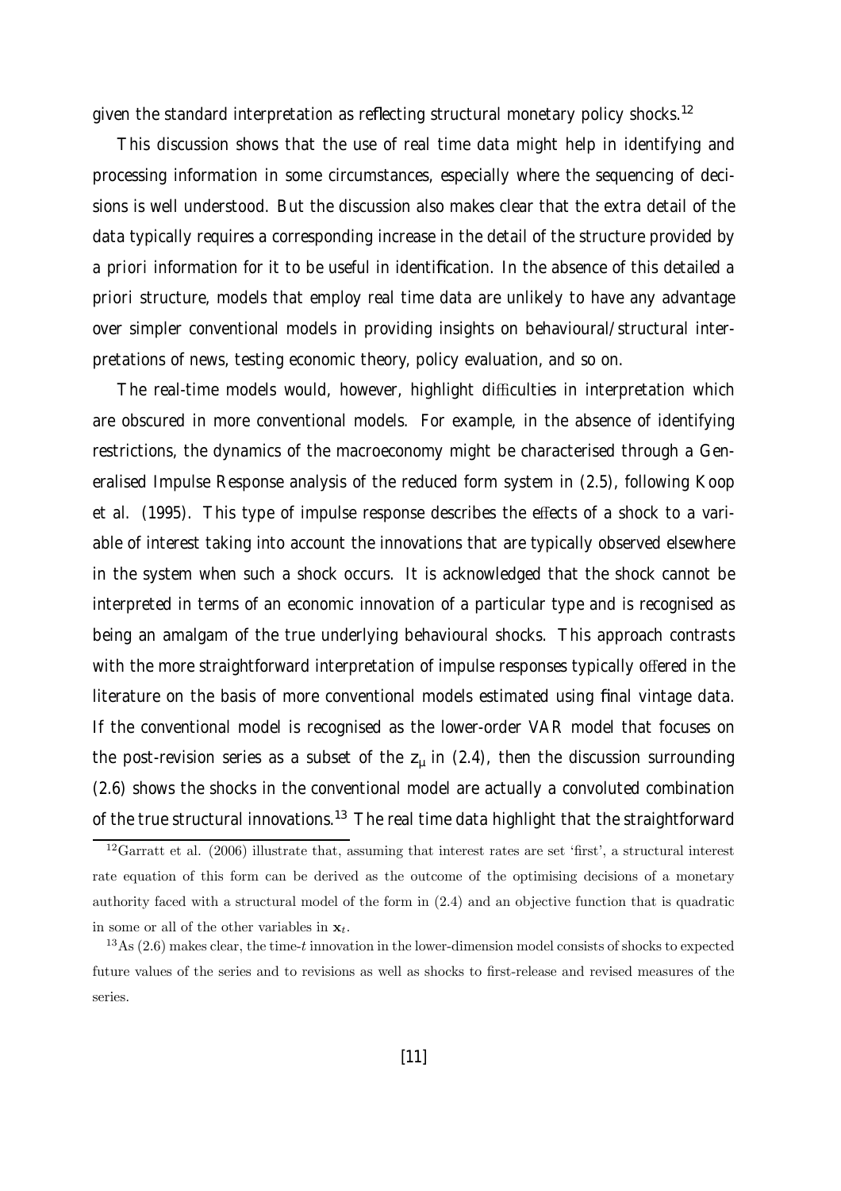given the standard interpretation as reflecting structural monetary policy shocks.[12]

This discussion shows that the use of real time data might help in identifying and processing information in some circumstances, especially where the sequencing of decisions is well understood. But the discussion also makes clear that the extra detail of the data typically requires a corresponding increase in the detail of the structure provided by a priori information for it to be useful in identification. In the absence of this detailed a priori structure, models that employ real time data are unlikely to have any advantage over simpler conventional models in providing insights on behavioural/structural interpretations of news, testing economic theory, policy evaluation, and so on.

The real-time models would, however, highlight difficulties in interpretation which are obscured in more conventional models. For example, in the absence of identifying restrictions, the dynamics of the macroeconomy might be characterised through a Generalised Impulse Response analysis of the reduced form system in (2.5), following Koop et al. (1995). This type of impulse response describes the effects of a shock to a variable of interest taking into account the innovations that are typically observed elsewhere in the system when such a shock occurs. It is acknowledged that the shock cannot be interpreted in terms of an economic innovation of a particular type and is recognised as being an amalgam of the true underlying behavioural shocks. This approach contrasts with the more straightforward interpretation of impulse responses typically offered in the literature on the basis of more conventional models estimated using final vintage data. If the conventional model is recognised as the lower-order VAR model that focuses on the post-revision series as a subset of the $z_\mu$ in (2.4), then the discussion surrounding (2.6) shows the shocks in the conventional model are actually a convoluted combination of the true structural innovations.[13] The real time data highlight that the straightforward

---

[12] Garratt et al. (2006) illustrate that, assuming that interest rates are set 'first', a structural interest rate equation of this form can be derived as the outcome of the optimising decisions of a monetary authority faced with a structural model of the form in (2.4) and an objective function that is quadratic in some or all of the other variables in $\mathbf{x}_t$.

[13] As (2.6) makes clear, the time-$t$ innovation in the lower-dimension model consists of shocks to expected future values of the series and to revisions as well as shocks to first-release and revised measures of the series.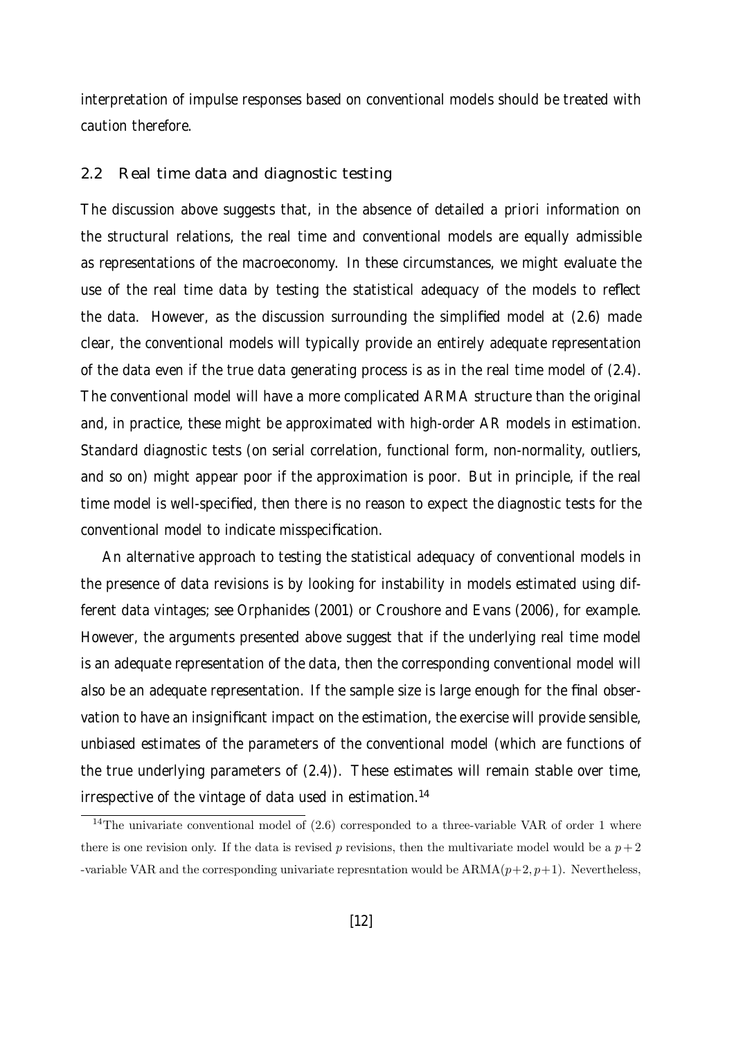interpretation of impulse responses based on conventional models should be treated with caution therefore.

### 2.2 Real time data and diagnostic testing

The discussion above suggests that, in the absence of detailed a priori information on the structural relations, the real time and conventional models are equally admissible as representations of the macroeconomy. In these circumstances, we might evaluate the use of the real time data by testing the statistical adequacy of the models to reflect the data. However, as the discussion surrounding the simplified model at (2.6) made clear, the conventional models will typically provide an entirely adequate representation of the data even if the true data generating process is as in the real time model of (2.4). The conventional model will have a more complicated ARMA structure than the original and, in practice, these might be approximated with high-order AR models in estimation. Standard diagnostic tests (on serial correlation, functional form, non-normality, outliers, and so on) might appear poor if the approximation is poor. But in principle, if the real time model is well-specified, then there is no reason to expect the diagnostic tests for the conventional model to indicate misspecification.

An alternative approach to testing the statistical adequacy of conventional models in the presence of data revisions is by looking for instability in models estimated using different data vintages; see Orphanides (2001) or Croushore and Evans (2006), for example. However, the arguments presented above suggest that if the underlying real time model is an adequate representation of the data, then the corresponding conventional model will also be an adequate representation. If the sample size is large enough for the final observation to have an insignificant impact on the estimation, the exercise will provide sensible, unbiased estimates of the parameters of the conventional model (which are functions of the true underlying parameters of (2.4)). These estimates will remain stable over time, irrespective of the vintage of data used in estimation.[14]

[14] The univariate conventional model of (2.6) corresponded to a three-variable VAR of order 1 where there is one revision only. If the data is revised $p$ revisions, then the multivariate model would be a $p+2$ -variable VAR and the corresponding univariate represntation would be $\text{ARMA}(p+2, p+1)$. Nevertheless,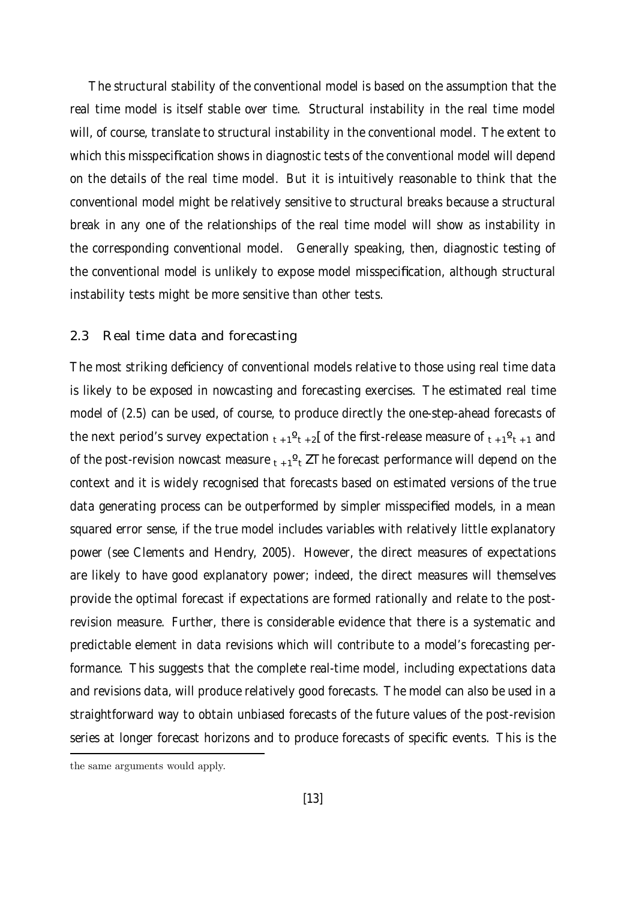The structural stability of the conventional model is based on the assumption that the real time model is itself stable over time. Structural instability in the real time model will, of course, translate to structural instability in the conventional model. The extent to which this misspecification shows in diagnostic tests of the conventional model will depend on the details of the real time model. But it is intuitively reasonable to think that the conventional model might be relatively sensitive to structural breaks because a structural break in any one of the relationships of the real time model will show as instability in the corresponding conventional model. Generally speaking, then, diagnostic testing of the conventional model is unlikely to expose model misspecification, although structural instability tests might be more sensitive than other tests.

### 2.3 Real time data and forecasting

The most striking deficiency of conventional models relative to those using real time data is likely to be exposed in nowcasting and forecasting exercises. The estimated real time model of (2.5) can be used, of course, to produce directly the one-step-ahead forecasts of the next period's survey expectation ${}_{t+1}y_{t+2}$, of the first-release measure of ${}_{t+1}y_{t+1}$ and of the post-revision nowcast measure ${}_{t+1}y_{t}$. The forecast performance will depend on the context and it is widely recognised that forecasts based on estimated versions of the true data generating process can be outperformed by simpler misspecified models, in a mean squared error sense, if the true model includes variables with relatively little explanatory power (see Clements and Hendry, 2005). However, the direct measures of expectations are likely to have good explanatory power; indeed, the direct measures will themselves provide the optimal forecast if expectations are formed rationally and relate to the post-revision measure. Further, there is considerable evidence that there is a systematic and predictable element in data revisions which will contribute to a model's forecasting performance. This suggests that the complete real-time model, including expectations data and revisions data, will produce relatively good forecasts. The model can also be used in a straightforward way to obtain unbiased forecasts of the future values of the post-revision series at longer forecast horizons and to produce forecasts of specific events. This is the

the same arguments would apply.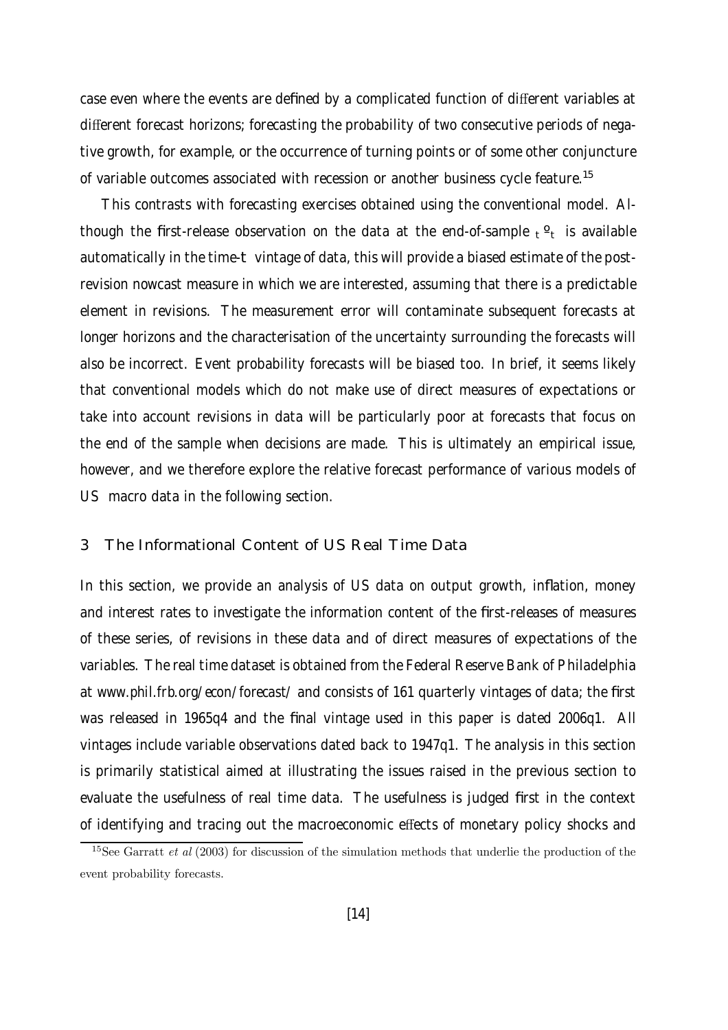case even where the events are defined by a complicated function of different variables at different forecast horizons; forecasting the probability of two consecutive periods of negative growth, for example, or the occurrence of turning points or of some other conjuncture of variable outcomes associated with recession or another business cycle feature.[15]

This contrasts with forecasting exercises obtained using the conventional model. Although the first-release observation on the data at the end-of-sample ${}_{t}\mathbf{o}_{t}$ is available automatically in the time-$t$ vintage of data, this will provide a biased estimate of the post-revision nowcast measure in which we are interested, assuming that there is a predictable element in revisions. The measurement error will contaminate subsequent forecasts at longer horizons and the characterisation of the uncertainty surrounding the forecasts will also be incorrect. Event probability forecasts will be biased too. In brief, it seems likely that conventional models which do not make use of direct measures of expectations or take into account revisions in data will be particularly poor at forecasts that focus on the end of the sample when decisions are made. This is ultimately an empirical issue, however, and we therefore explore the relative forecast performance of various models of US macro data in the following section.

## 3 The Informational Content of US Real Time Data

In this section, we provide an analysis of US data on output growth, inflation, money and interest rates to investigate the information content of the first-releases of measures of these series, of revisions in these data and of direct measures of expectations of the variables. The real time dataset is obtained from the Federal Reserve Bank of Philadelphia at www.phil.frb.org/econ/forecast/ and consists of 161 quarterly vintages of data; the first was released in 1965q4 and the final vintage used in this paper is dated 2006q1. All vintages include variable observations dated back to 1947q1. The analysis in this section is primarily statistical aimed at illustrating the issues raised in the previous section to evaluate the usefulness of real time data. The usefulness is judged first in the context of identifying and tracing out the macroeconomic effects of monetary policy shocks and

[15] See Garratt *et al* (2003) for discussion of the simulation methods that underlie the production of the event probability forecasts.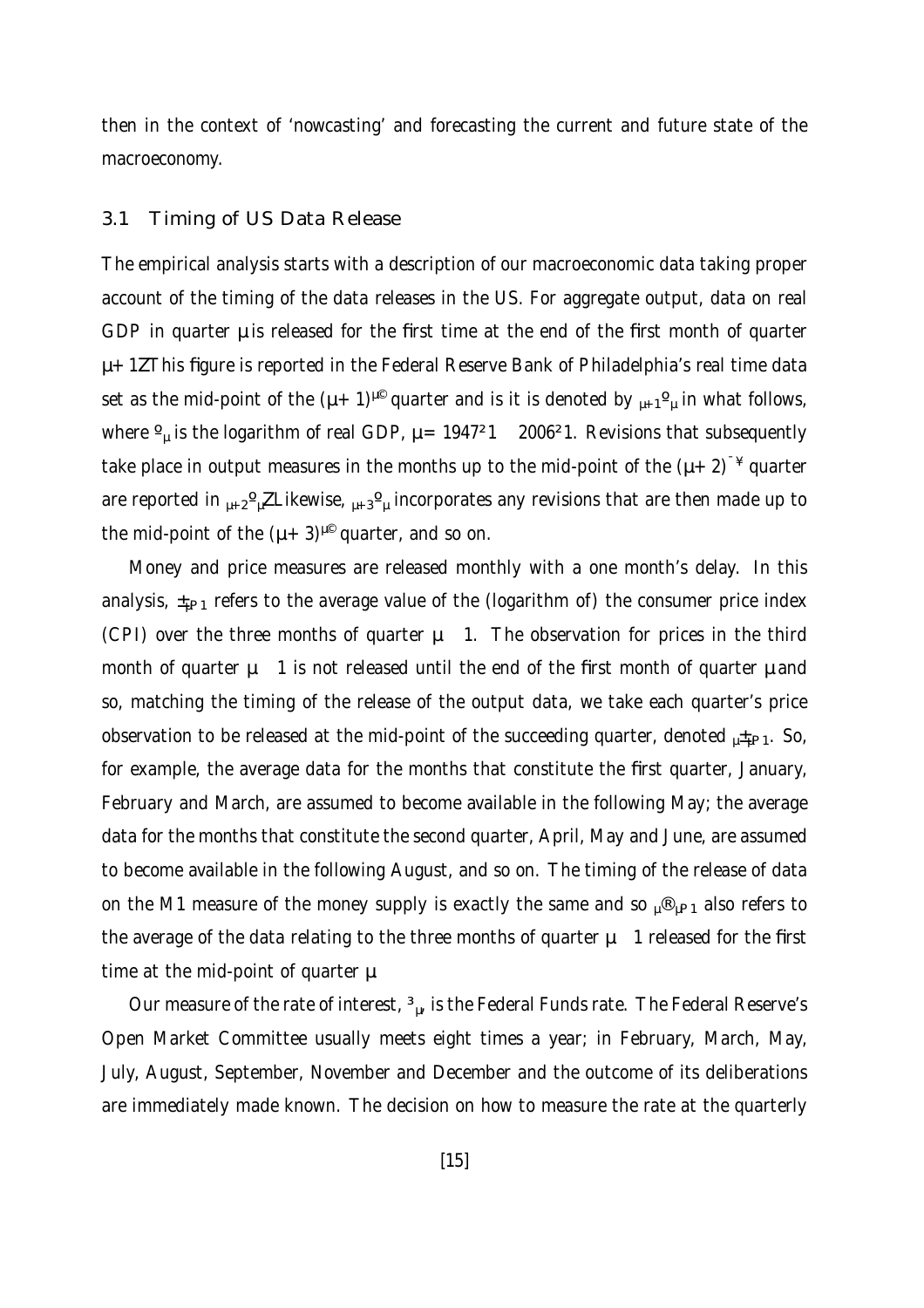then in the context of 'nowcasting' and forecasting the current and future state of the macroeconomy.

### 3.1 Timing of US Data Release

The empirical analysis starts with a description of our macroeconomic data taking proper account of the timing of the data releases in the US. For aggregate output, data on real GDP in quarter $t$ is released for the first time at the end of the first month of quarter $t+1$. This figure is reported in the Federal Reserve Bank of Philadelphia's real time data set as the mid-point of the $(t+1)^{th}$ quarter and is it is denoted by ${}_{t+1}y_t$ in what follows, where $y_t$ is the logarithm of real GDP, $t = 1947q1 - 2006q1$. Revisions that subsequently take place in output measures in the months up to the mid-point of the $(t+2)^{nd}$ quarter are reported in ${}_{t+2}y_t$. Likewise, ${}_{t+3}y_t$ incorporates any revisions that are then made up to the mid-point of the $(t+3)^{th}$ quarter, and so on.

Money and price measures are released monthly with a one month's delay. In this analysis, $p_{t-1}$ refers to the average value of the (logarithm of) the consumer price index (CPI) over the three months of quarter $t-1$. The observation for prices in the third month of quarter $t-1$ is not released until the end of the first month of quarter $t$ and so, matching the timing of the release of the output data, we take each quarter's price observation to be released at the mid-point of the succeeding quarter, denoted ${}_tp_{t-1}$. So, for example, the average data for the months that constitute the first quarter, January, February and March, are assumed to become available in the following May; the average data for the months that constitute the second quarter, April, May and June, are assumed to become available in the following August, and so on. The timing of the release of data on the M1 measure of the money supply is exactly the same and so ${}_tm_{t-1}$ also refers to the average of the data relating to the three months of quarter $t-1$ released for the first time at the mid-point of quarter $t$.

Our measure of the rate of interest, $r_t$, is the Federal Funds rate. The Federal Reserve's Open Market Committee usually meets eight times a year; in February, March, May, July, August, September, November and December and the outcome of its deliberations are immediately made known. The decision on how to measure the rate at the quarterly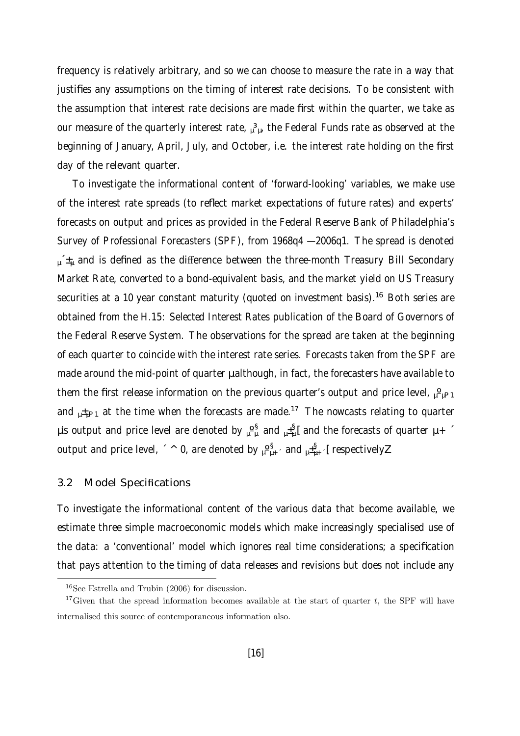frequency is relatively arbitrary, and so we can choose to measure the rate in a way that justifies any assumptions on the timing of interest rate decisions. To be consistent with the assumption that interest rate decisions are made first within the quarter, we take as our measure of the quarterly interest rate, $r_t$, the Federal Funds rate as observed at the beginning of January, April, July, and October, i.e. the interest rate holding on the first day of the relevant quarter.

To investigate the informational content of 'forward-looking' variables, we make use of the interest rate spreads (to reflect market expectations of future rates) and experts' forecasts on output and prices as provided in the Federal Reserve Bank of Philadelphia's Survey of Professional Forecasters (SPF), from 1968q4 – 2006q1. The spread is denoted $sp_t$ and is defined as the difference between the three-month Treasury Bill Secondary Market Rate, converted to a bond-equivalent basis, and the market yield on US Treasury securities at a 10 year constant maturity (quoted on investment basis).[16] Both series are obtained from the H.15: *Selected Interest Rates* publication of the Board of Governors of the Federal Reserve System. The observations for the spread are taken at the beginning of each quarter to coincide with the interest rate series. Forecasts taken from the SPF are made around the mid-point of quarter $t$ although, in fact, the forecasters have available to them the first release information on the previous quarter's output and price level, $y_{t-1}$ and $p_{t-1}$ at the time when the forecasts are made.[17] The nowcasts relating to quarter $t$s output and price level are denoted by $y^f_t$ and $p^f_t$, and the forecasts of quarter $t+s$ output and price level, $s > 0$, are denoted by $y^f_{t+s}$ and $p^f_{t+s}$, respectively.

### 3.2 Model Specifications

To investigate the informational content of the various data that become available, we estimate three simple macroeconomic models which make increasingly specialised use of the data: a 'conventional' model which ignores real time considerations; a specification that pays attention to the timing of data releases and revisions but does not include any

[16] See Estrella and Trubin (2006) for discussion.

[17] Given that the spread information becomes available at the start of quarter $t$, the SPF will have internalised this source of contemporaneous information also.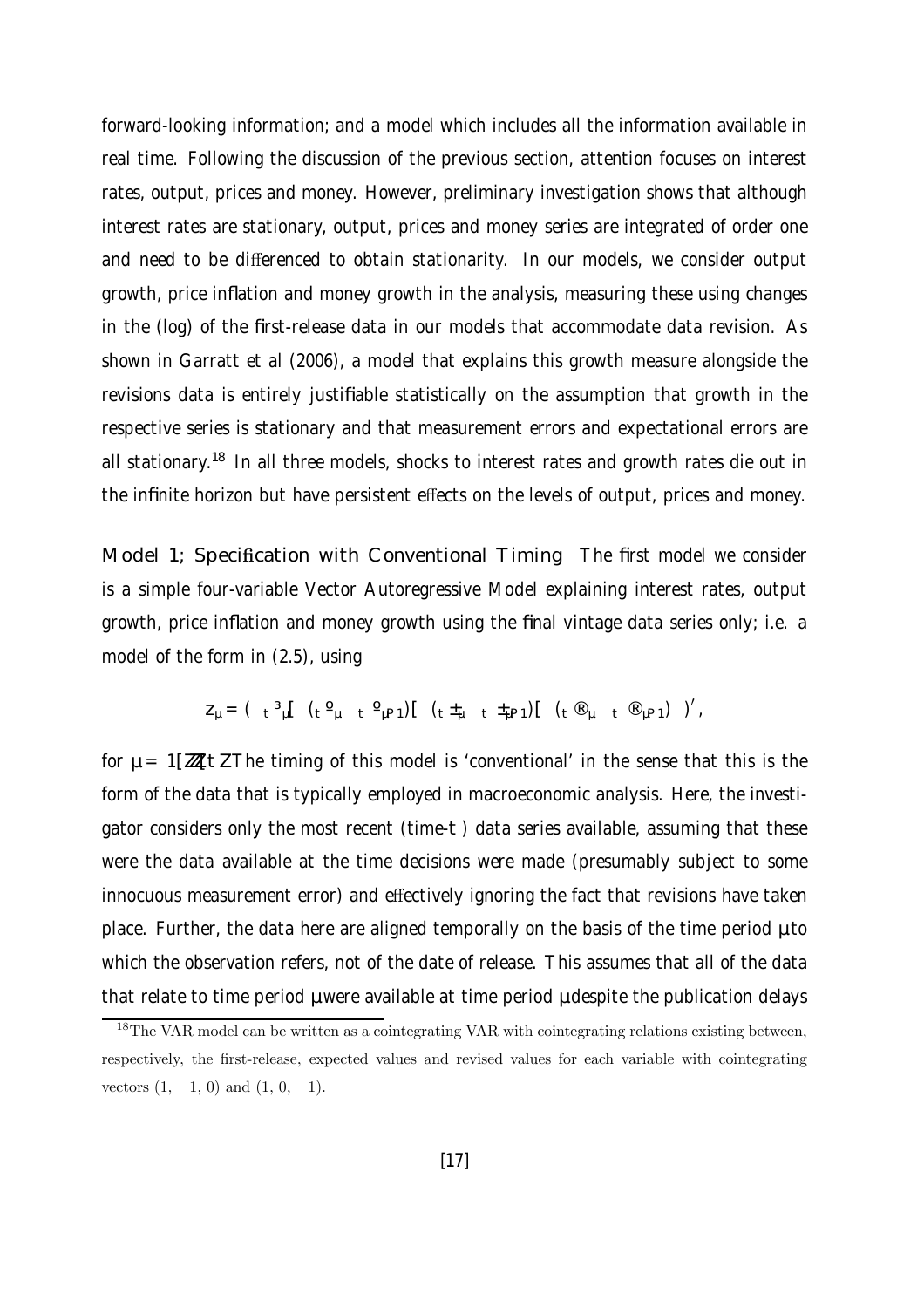forward-looking information; and a model which includes all the information available in real time. Following the discussion of the previous section, attention focuses on interest rates, output, prices and money. However, preliminary investigation shows that although interest rates are stationary, output, prices and money series are integrated of order one and need to be differenced to obtain stationarity. In our models, we consider output growth, price inflation and money growth in the analysis, measuring these using changes in the (log) of the first-release data in our models that accommodate data revision. As shown in Garratt et al (2006), a model that explains this growth measure alongside the revisions data is entirely justifiable statistically on the assumption that growth in the respective series is stationary and that measurement errors and expectational errors are all stationary.[18] In all three models, shocks to interest rates and growth rates die out in the infinite horizon but have persistent effects on the levels of output, prices and money.

**Model 1; Specification with Conventional Timing** The first model we consider is a simple four-variable Vector Autoregressive Model explaining interest rates, output growth, price inflation and money growth using the final vintage data series only; i.e. a model of the form in (2.5), using

$$z_t = ({}_T r_t, ({}_T y_t - {}_T y_{t-1}), ({}_T p_t - {}_T p_{t-1}), ({}_T m_t - {}_T m_{t-1}))',$$

for $t = 1, ..., T$. The timing of this model is 'conventional' in the sense that this is the form of the data that is typically employed in macroeconomic analysis. Here, the investigator considers only the most recent (time-$T$) data series available, assuming that these were the data available at the time decisions were made (presumably subject to some innocuous measurement error) and effectively ignoring the fact that revisions have taken place. Further, the data here are aligned temporally on the basis of the time period $t$ to which the observation refers, not of the date of release. This assumes that all of the data that relate to time period $t$ were available at time period $t$ despite the publication delays

[18] The VAR model can be written as a cointegrating VAR with cointegrating relations existing between, respectively, the first-release, expected values and revised values for each variable with cointegrating vectors $(1, -1, 0)$ and $(1, 0, -1)$.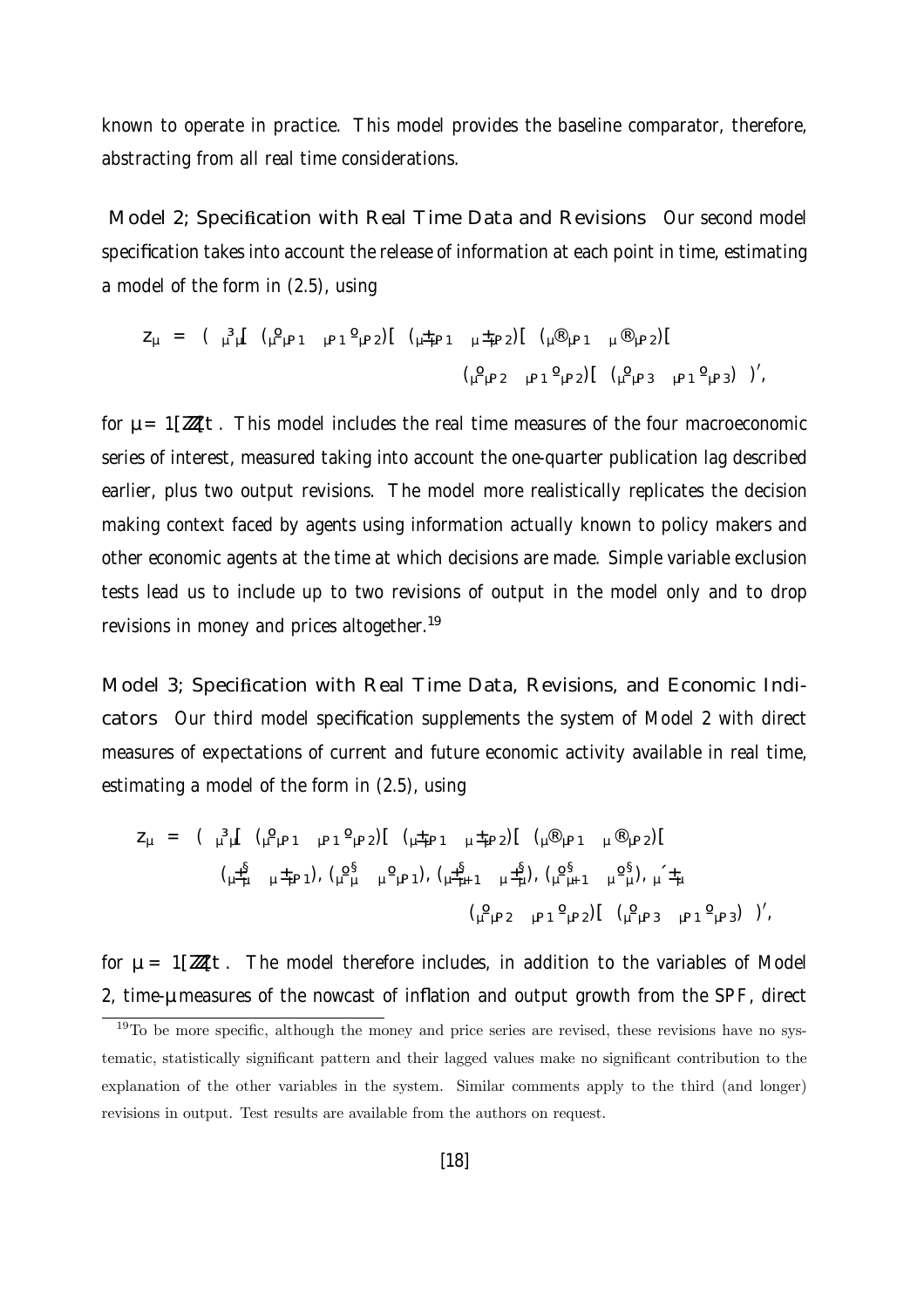known to operate in practice. This model provides the baseline comparator, therefore, abstracting from all real time considerations.

**Model 2; Specification with Real Time Data and Revisions** Our second model specification takes into account the release of information at each point in time, estimating a model of the form in (2.5), using

$$
\begin{aligned}
z_t = \big( & {}_t r_t, \ ({}_t y_{t-1} - {}_{t-1} y_{t-2}), \ ({}_t p_{t-1} - {}_t p_{t-2}), \ ({}_t m_{t-1} - {}_t m_{t-2}), \\
& ({}_t y_{t-2} - {}_{t-1} y_{t-2}), \ ({}_t y_{t-3} - {}_{t-1} y_{t-3}) \big)',
\end{aligned}
$$

for $t = 1, \ldots, T$. This model includes the real time measures of the four macroeconomic series of interest, measured taking into account the one-quarter publication lag described earlier, plus two output revisions. The model more realistically replicates the decision making context faced by agents using information actually known to policy makers and other economic agents at the time at which decisions are made. Simple variable exclusion tests lead us to include up to two revisions of output in the model only and to drop revisions in money and prices altogether.[19]

**Model 3; Specification with Real Time Data, Revisions, and Economic Indicators** Our third model specification supplements the system of Model 2 with direct measures of expectations of current and future economic activity available in real time, estimating a model of the form in (2.5), using

$$
\begin{aligned}
z_t = \big( & {}_t r_t, \ ({}_t y_{t-1} - {}_{t-1} y_{t-2}), \ ({}_t p_{t-1} - {}_t p_{t-2}), \ ({}_t m_{t-1} - {}_t m_{t-2}), \\
& ({}_t p^f_t - {}_t p_{t-1}), \ ({}_t y^f_t - {}_t y_{t-1}), \ ({}_t p^f_{t+1} - {}_t p^f_t), \ ({}_t y^f_{t+1} - {}_t y^f_t), \ {}_t sp_t, \\
& ({}_t y_{t-2} - {}_{t-1} y_{t-2}), \ ({}_t y_{t-3} - {}_{t-1} y_{t-3}) \big)',
\end{aligned}
$$

for $t = 1, \ldots, T$. The model therefore includes, in addition to the variables of Model 2, time-$t$ measures of the nowcast of inflation and output growth from the SPF, direct

[19] To be more specific, although the money and price series are revised, these revisions have no systematic, statistically significant pattern and their lagged values make no significant contribution to the explanation of the other variables in the system. Similar comments apply to the third (and longer) revisions in output. Test results are available from the authors on request.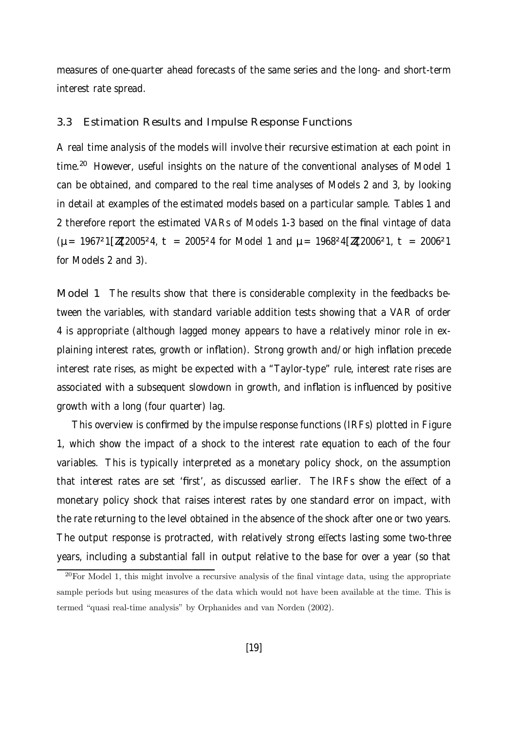measures of one-quarter ahead forecasts of the same series and the long- and short-term interest rate spread.

### 3.3 Estimation Results and Impulse Response Functions

A real time analysis of the models will involve their recursive estimation at each point in time.[20] However, useful insights on the nature of the conventional analyses of Model 1 can be obtained, and compared to the real time analyses of Models 2 and 3, by looking in detail at examples of the estimated models based on a particular sample. Tables 1 and 2 therefore report the estimated VARs of Models 1-3 based on the final vintage of data ($\mu = 1967{-}1, \ldots, 2005{-}4$, $t = 2005{-}4$ for Model 1 and $\mu = 1968{-}4, \ldots, 2006{-}1$, $t = 2006{-}1$ for Models 2 and 3).

**Model 1** The results show that there is considerable complexity in the feedbacks between the variables, with standard variable addition tests showing that a VAR of order 4 is appropriate (although lagged money appears to have a relatively minor role in explaining interest rates, growth or inflation). Strong growth and/or high inflation precede interest rate rises, as might be expected with a "Taylor-type" rule, interest rate rises are associated with a subsequent slowdown in growth, and inflation is influenced by positive growth with a long (four quarter) lag.

This overview is confirmed by the impulse response functions (IRFs) plotted in Figure 1, which show the impact of a shock to the interest rate equation to each of the four variables. This is typically interpreted as a monetary policy shock, on the assumption that interest rates are set 'first', as discussed earlier. The IRFs show the effect of a monetary policy shock that raises interest rates by one standard error on impact, with the rate returning to the level obtained in the absence of the shock after one or two years. The output response is protracted, with relatively strong effects lasting some two-three years, including a substantial fall in output relative to the base for over a year (so that

[20] For Model 1, this might involve a recursive analysis of the final vintage data, using the appropriate sample periods but using measures of the data which would not have been available at the time. This is termed "quasi real-time analysis" by Orphanides and van Norden (2002).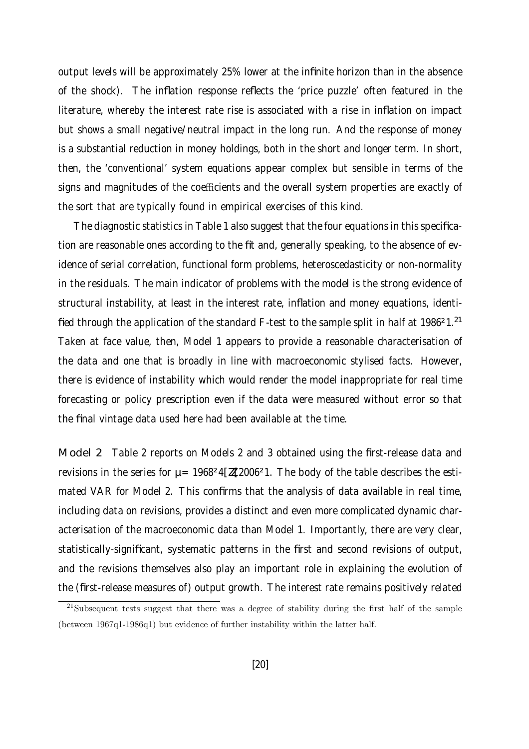output levels will be approximately 25% lower at the infinite horizon than in the absence of the shock). The inflation response reflects the 'price puzzle' often featured in the literature, whereby the interest rate rise is associated with a rise in inflation on impact but shows a small negative/neutral impact in the long run. And the response of money is a substantial reduction in money holdings, both in the short and longer term. In short, then, the 'conventional' system equations appear complex but sensible in terms of the signs and magnitudes of the coefficients and the overall system properties are exactly of the sort that are typically found in empirical exercises of this kind.

The diagnostic statistics in Table 1 also suggest that the four equations in this specification are reasonable ones according to the fit and, generally speaking, to the absence of evidence of serial correlation, functional form problems, heteroscedasticity or non-normality in the residuals. The main indicator of problems with the model is the strong evidence of structural instability, at least in the interest rate, inflation and money equations, identified through the application of the standard $F$-test to the sample split in half at 1986q1.[21] Taken at face value, then, Model 1 appears to provide a reasonable characterisation of the data and one that is broadly in line with macroeconomic stylised facts. However, there is evidence of instability which would render the model inappropriate for real time forecasting or policy prescription even if the data were measured without error so that the final vintage data used here had been available at the time.

**Model 2** Table 2 reports on Models 2 and 3 obtained using the first-release data and revisions in the series for $t = 1968q4, \ldots, 2006q1$. The body of the table describes the estimated VAR for Model 2. This confirms that the analysis of data available in real time, including data on revisions, provides a distinct and even more complicated dynamic characterisation of the macroeconomic data than Model 1. Importantly, there are very clear, statistically-significant, systematic patterns in the first and second revisions of output, and the revisions themselves also play an important role in explaining the evolution of the (first-release measures of) output growth. The interest rate remains positively related

[21] Subsequent tests suggest that there was a degree of stability during the first half of the sample (between 1967q1-1986q1) but evidence of further instability within the latter half.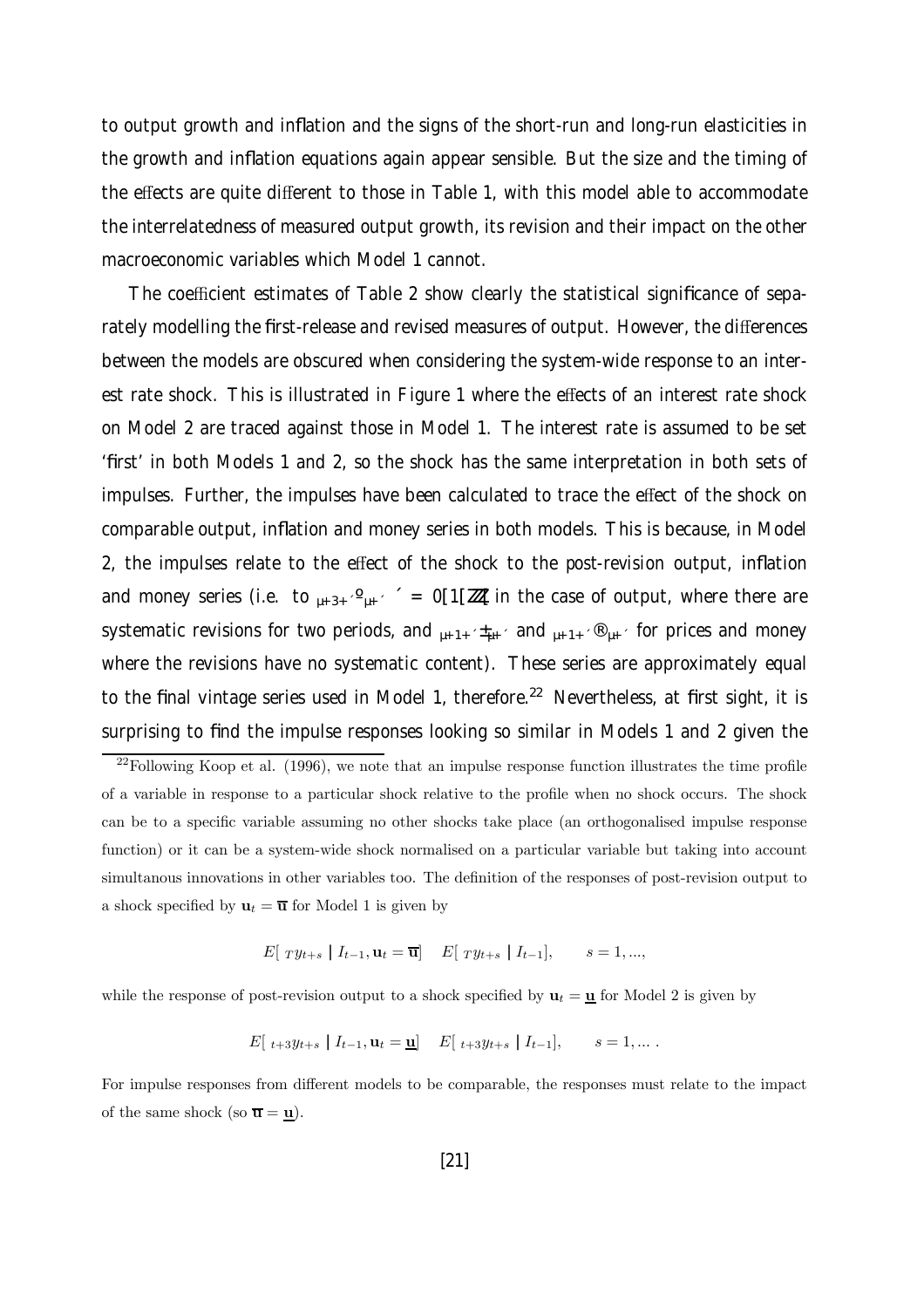to output growth and inflation and the signs of the short-run and long-run elasticities in the growth and inflation equations again appear sensible. But the size and the timing of the effects are quite different to those in Table 1, with this model able to accommodate the interrelatedness of measured output growth, its revision and their impact on the other macroeconomic variables which Model 1 cannot.

The coefficient estimates of Table 2 show clearly the statistical significance of separately modelling the first-release and revised measures of output. However, the differences between the models are obscured when considering the system-wide response to an interest rate shock. This is illustrated in Figure 1 where the effects of an interest rate shock on Model 2 are traced against those in Model 1. The interest rate is assumed to be set 'first' in both Models 1 and 2, so the shock has the same interpretation in both sets of impulses. Further, the impulses have been calculated to trace the effect of the shock on comparable output, inflation and money series in both models. This is because, in Model 2, the impulses relate to the effect of the shock to the post-revision output, inflation and money series (i.e. to ${}_{t+3}y_{t+s}$, $s = 0, 1, \ldots$ in the case of output, where there are systematic revisions for two periods, and ${}_{t+1}p_{t+s}$ and ${}_{t+1}m_{t+s}$ for prices and money where the revisions have no systematic content). These series are approximately equal to the final vintage series used in Model 1, therefore.[22] Nevertheless, at first sight, it is surprising to find the impulse responses looking so similar in Models 1 and 2 given the

[22] Following Koop et al. (1996), we note that an impulse response function illustrates the time profile of a variable in response to a particular shock relative to the profile when no shock occurs. The shock can be to a specific variable assuming no other shocks take place (an orthogonalised impulse response function) or it can be a system-wide shock normalised on a particular variable but taking into account simultanous innovations in other variables too. The definition of the responses of post-revision output to a shock specified by $\mathbf{u}_t = \overline{\mathbf{u}}$ for Model 1 is given by

$$E[\,{}_{T}y_{t+s} \mid I_{t-1}, \mathbf{u}_t = \overline{\mathbf{u}}] - E[\,{}_{T}y_{t+s} \mid I_{t-1}], \qquad s = 1, ...,$$

while the response of post-revision output to a shock specified by $\mathbf{u}_t = \underline{\mathbf{u}}$ for Model 2 is given by

$$E[\,{}_{t+3}y_{t+s} \mid I_{t-1}, \mathbf{u}_t = \underline{\mathbf{u}}] - E[\,{}_{t+3}y_{t+s} \mid I_{t-1}], \qquad s = 1, \ldots .$$

For impulse responses from different models to be comparable, the responses must relate to the impact of the same shock (so $\overline{\mathbf{u}} = \underline{\mathbf{u}}$).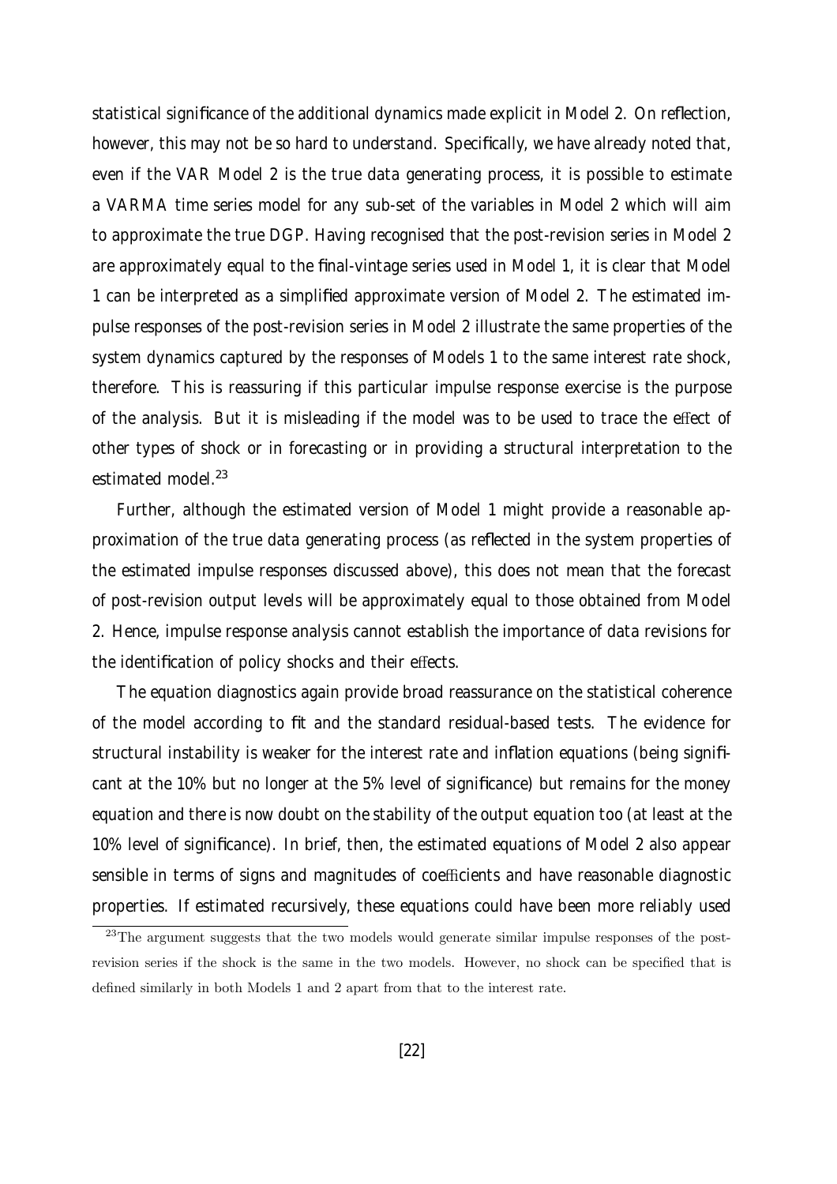statistical significance of the additional dynamics made explicit in Model 2. On reflection, however, this may not be so hard to understand. Specifically, we have already noted that, even if the VAR Model 2 is the true data generating process, it is possible to estimate a VARMA time series model for any sub-set of the variables in Model 2 which will aim to approximate the true DGP. Having recognised that the post-revision series in Model 2 are approximately equal to the final-vintage series used in Model 1, it is clear that Model 1 can be interpreted as a simplified approximate version of Model 2. The estimated impulse responses of the post-revision series in Model 2 illustrate the same properties of the system dynamics captured by the responses of Models 1 to the same interest rate shock, therefore. This is reassuring if this particular impulse response exercise is the purpose of the analysis. But it is misleading if the model was to be used to trace the effect of other types of shock or in forecasting or in providing a structural interpretation to the estimated model.[23]

Further, although the estimated version of Model 1 might provide a reasonable approximation of the true data generating process (as reflected in the system properties of the estimated impulse responses discussed above), this does not mean that the forecast of post-revision output levels will be approximately equal to those obtained from Model 2. Hence, impulse response analysis cannot establish the importance of data revisions for the identification of policy shocks and their effects.

The equation diagnostics again provide broad reassurance on the statistical coherence of the model according to fit and the standard residual-based tests. The evidence for structural instability is weaker for the interest rate and inflation equations (being significant at the 10% but no longer at the 5% level of significance) but remains for the money equation and there is now doubt on the stability of the output equation too (at least at the 10% level of significance). In brief, then, the estimated equations of Model 2 also appear sensible in terms of signs and magnitudes of coefficients and have reasonable diagnostic properties. If estimated recursively, these equations could have been more reliably used

[23] The argument suggests that the two models would generate similar impulse responses of the post-revision series if the shock is the same in the two models. However, no shock can be specified that is defined similarly in both Models 1 and 2 apart from that to the interest rate.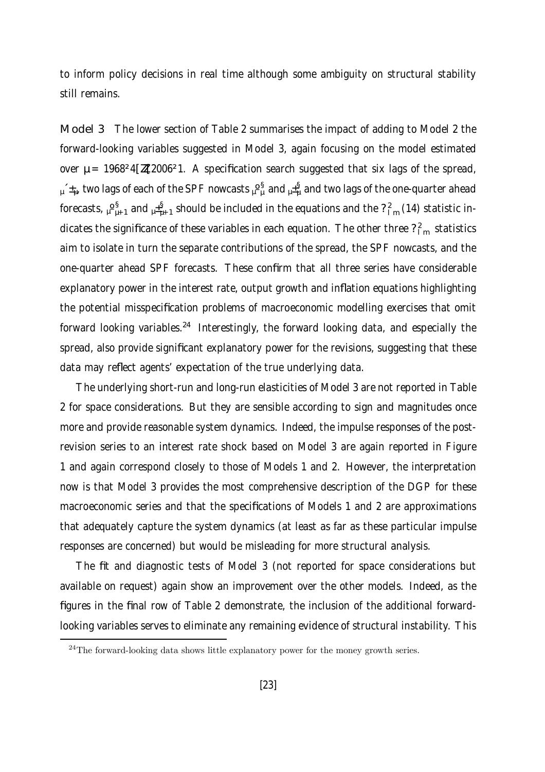to inform policy decisions in real time although some ambiguity on structural stability still remains.

**Model 3** The lower section of Table 2 summarises the impact of adding to Model 2 the forward-looking variables suggested in Model 3, again focusing on the model estimated over $t = 1968q4, ..., 2006q1$. A specification search suggested that six lags of the spread, $s_t$, two lags of each of the SPF nowcasts $\Delta y^{e}_{t}$ and $\pi^{e}_{t}$ and two lags of the one-quarter ahead forecasts, $\Delta y^{e}_{t+1}$ and $\pi^{e}_{t+1}$ should be included in the equations and the $\chi^2_{lm}(14)$ statistic indicates the significance of these variables in each equation. The other three $\chi^2_{lm}$ statistics aim to isolate in turn the separate contributions of the spread, the SPF nowcasts, and the one-quarter ahead SPF forecasts. These confirm that all three series have considerable explanatory power in the interest rate, output growth and inflation equations highlighting the potential misspecification problems of macroeconomic modelling exercises that omit forward looking variables.[24] Interestingly, the forward looking data, and especially the spread, also provide significant explanatory power for the revisions, suggesting that these data may reflect agents' expectation of the true underlying data.

The underlying short-run and long-run elasticities of Model 3 are not reported in Table 2 for space considerations. But they are sensible according to sign and magnitudes once more and provide reasonable system dynamics. Indeed, the impulse responses of the post-revision series to an interest rate shock based on Model 3 are again reported in Figure 1 and again correspond closely to those of Models 1 and 2. However, the interpretation now is that Model 3 provides the most comprehensive description of the DGP for these macroeconomic series and that the specifications of Models 1 and 2 are approximations that adequately capture the system dynamics (at least as far as these particular impulse responses are concerned) but would be misleading for more structural analysis.

The fit and diagnostic tests of Model 3 (not reported for space considerations but available on request) again show an improvement over the other models. Indeed, as the figures in the final row of Table 2 demonstrate, the inclusion of the additional forward-looking variables serves to eliminate any remaining evidence of structural instability. This

[24] The forward-looking data shows little explanatory power for the money growth series.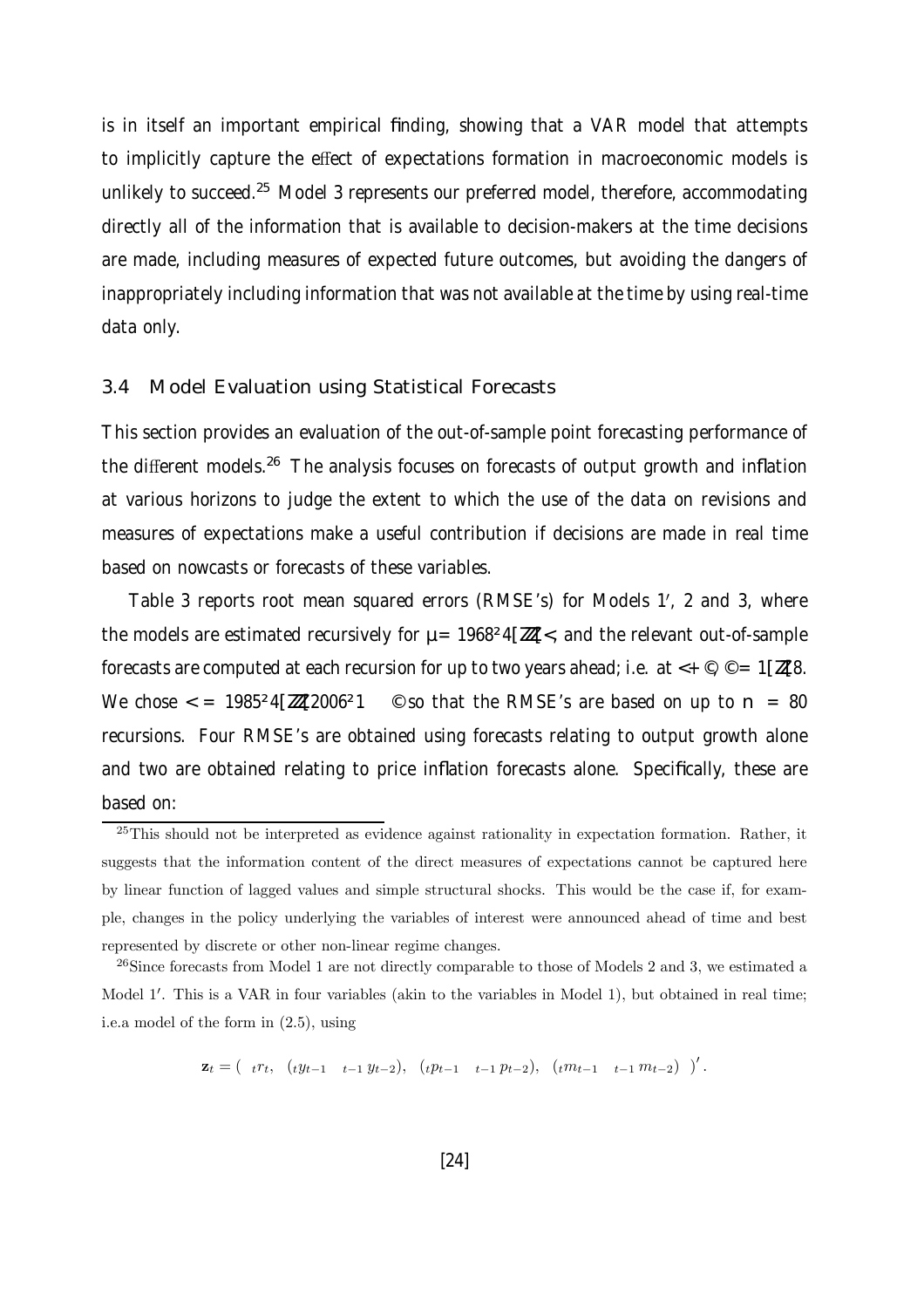is in itself an important empirical finding, showing that a VAR model that attempts to implicitly capture the effect of expectations formation in macroeconomic models is unlikely to succeed.[25] Model 3 represents our preferred model, therefore, accommodating directly all of the information that is available to decision-makers at the time decisions are made, including measures of expected future outcomes, but avoiding the dangers of inappropriately including information that was not available at the time by using real-time data only.

### 3.4 Model Evaluation using Statistical Forecasts

This section provides an evaluation of the out-of-sample point forecasting performance of the different models.[26] The analysis focuses on forecasts of output growth and inflation at various horizons to judge the extent to which the use of the data on revisions and measures of expectations make a useful contribution if decisions are made in real time based on nowcasts or forecasts of these variables.

Table 3 reports root mean squared errors (RMSE's) for Models 1′, 2 and 3, where the models are estimated recursively for $\mu = 1968q4, \ldots, T$, and the relevant out-of-sample forecasts are computed at each recursion for up to two years ahead; i.e. at $T+h$, $h = 1, \ldots, 8$. We chose $T = 1985q4, \ldots, 2006q1 - h$ so that the RMSE's are based on up to $n = 80$ recursions. Four RMSE's are obtained using forecasts relating to output growth alone and two are obtained relating to price inflation forecasts alone. Specifically, these are based on:

---

[25] This should not be interpreted as evidence against rationality in expectation formation. Rather, it suggests that the information content of the direct measures of expectations cannot be captured here by linear function of lagged values and simple structural shocks. This would be the case if, for example, changes in the policy underlying the variables of interest were announced ahead of time and best represented by discrete or other non-linear regime changes.

[26] Since forecasts from Model 1 are not directly comparable to those of Models 2 and 3, we estimated a Model 1′. This is a VAR in four variables (akin to the variables in Model 1), but obtained in real time; i.e.a model of the form in (2.5), using

$$\mathbf{z}_t = \left( {}_t r_t,\ ({}_t y_{t-1} - {}_{t-1} y_{t-2}),\ ({}_t p_{t-1} - {}_{t-1} p_{t-2}),\ ({}_t m_{t-1} - {}_{t-1} m_{t-2}) \right)'.$$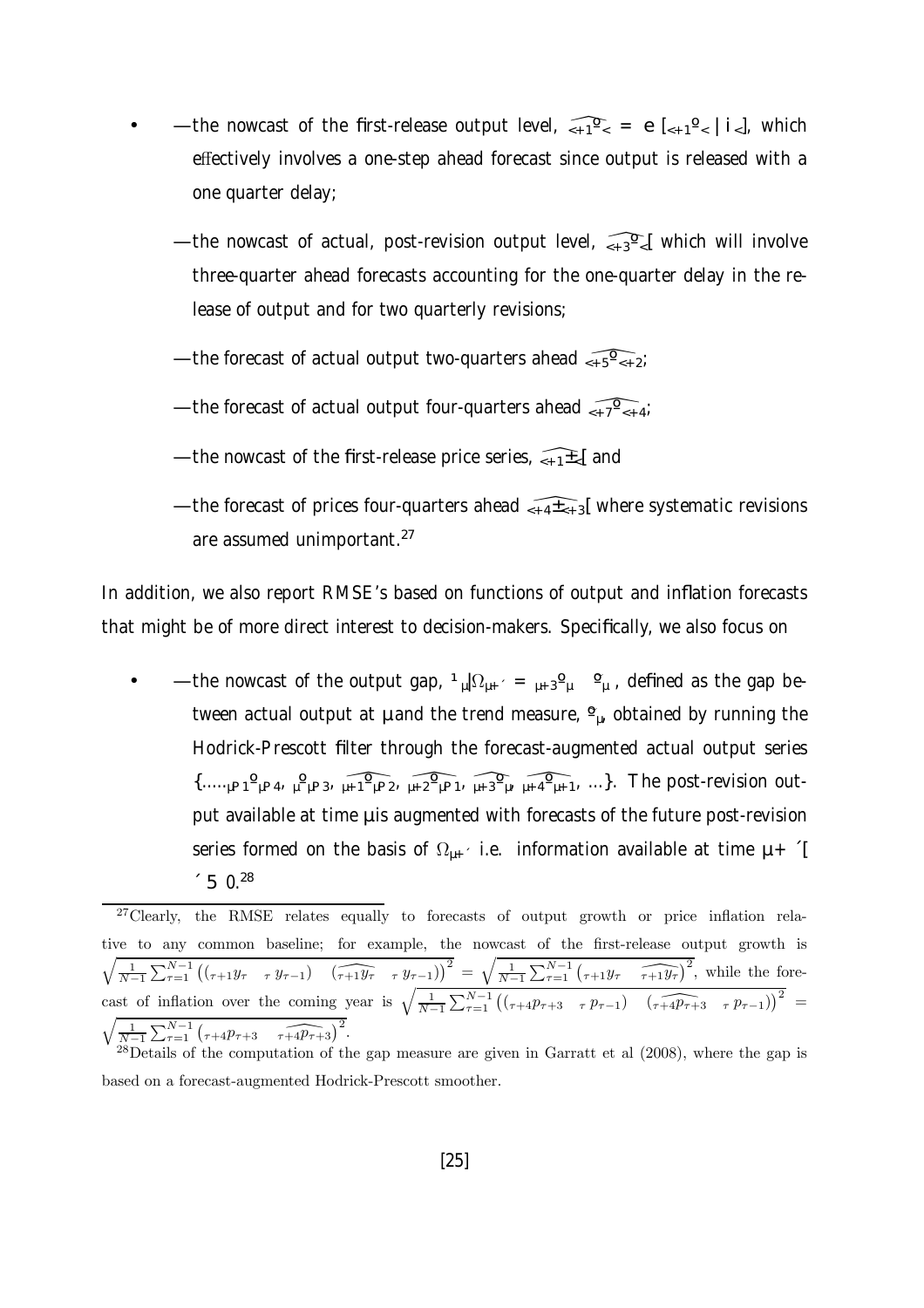- —the nowcast of the first-release output level, $\widehat{{}_{t+1}y_t} = E\left[{}_{t+1}y_t \mid \Omega_t\right]$, which effectively involves a one-step ahead forecast since output is released with a one quarter delay;

  —the nowcast of actual, post-revision output level, $\widehat{{}_{t+3}y_t}$, which will involve three-quarter ahead forecasts accounting for the one-quarter delay in the release of output and for two quarterly revisions;

  —the forecast of actual output two-quarters ahead $\widehat{{}_{t+5}y_{t+2}}$;

  —the forecast of actual output four-quarters ahead $\widehat{{}_{t+7}y_{t+4}}$;

  —the nowcast of the first-release price series, $\widehat{{}_{t+1}p_t}$, and

  —the forecast of prices four-quarters ahead $\widehat{{}_{t+4}p_{t+3}}$, where systematic revisions are assumed unimportant.[27]

In addition, we also report RMSE's based on functions of output and inflation forecasts that might be of more direct interest to decision-makers. Specifically, we also focus on

- —the nowcast of the output gap, $x_t|\Omega_{t+\tau} = {}_{t+3}y_t - \tilde{y}_t$, defined as the gap between actual output at $t$ and the trend measure, $\tilde{y}_t$, obtained by running the Hodrick-Prescott filter through the forecast-augmented actual output series $\{\ldots, {}_{t-1}y_{t-4}, {}_{t}y_{t-3}, \widehat{{}_{t+1}y_{t-2}}, \widehat{{}_{t+2}y_{t-1}}, \widehat{{}_{t+3}y_t}, \widehat{{}_{t+4}y_{t+1}}, \ldots\}$. The post-revision output available at time $t$ is augmented with forecasts of the future post-revision series formed on the basis of $\Omega_{t+\tau}$ i.e. information available at time $t+\tau$, $\tau \geq 0$.[28]

---

[27] Clearly, the RMSE relates equally to forecasts of output growth or price inflation relative to any common baseline; for example, the nowcast of the first-release output growth is $\sqrt{\frac{1}{N-1}\sum_{\tau=1}^{N-1}\left(\left({}_{\tau+1}y_\tau - {}_{\tau}y_{\tau-1}\right) - \left(\widehat{{}_{\tau+1}y_\tau} - {}_{\tau}y_{\tau-1}\right)\right)^2} = \sqrt{\frac{1}{N-1}\sum_{\tau=1}^{N-1}\left({}_{\tau+1}y_\tau - \widehat{{}_{\tau+1}y_\tau}\right)^2}$, while the forecast of inflation over the coming year is $\sqrt{\frac{1}{N-1}\sum_{\tau=1}^{N-1}\left(\left({}_{\tau+4}p_{\tau+3} - {}_{\tau}p_{\tau-1}\right) - \left(\widehat{{}_{\tau+4}p_{\tau+3}} - {}_{\tau}p_{\tau-1}\right)\right)^2} = \sqrt{\frac{1}{N-1}\sum_{\tau=1}^{N-1}\left({}_{\tau+4}p_{\tau+3} - \widehat{{}_{\tau+4}p_{\tau+3}}\right)^2}$.

[28] Details of the computation of the gap measure are given in Garratt et al (2008), where the gap is based on a forecast-augmented Hodrick-Prescott smoother.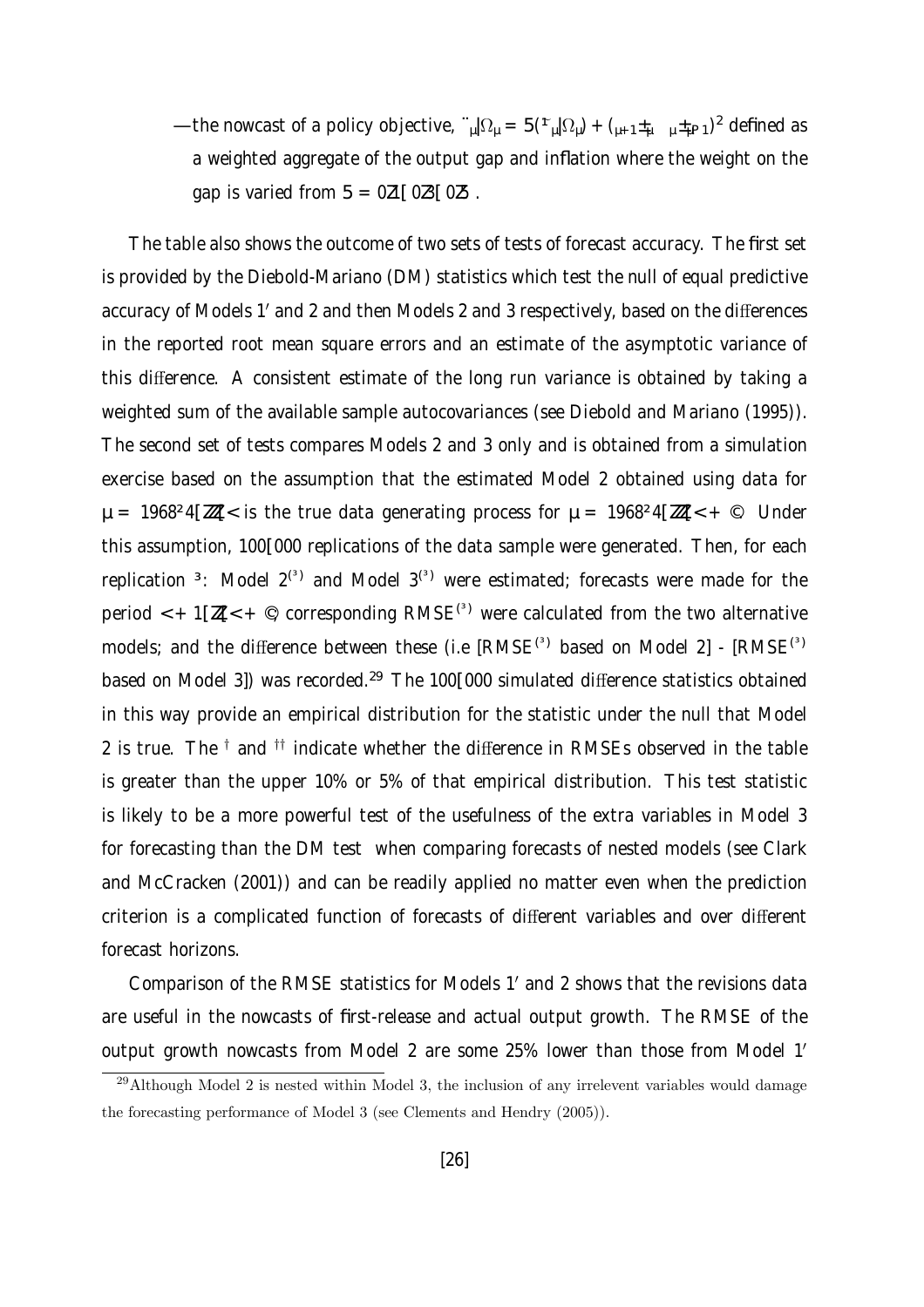— the nowcast of a policy objective, $\ell_t|\Omega_t = \lambda(\tilde{y}_t|\Omega_t) + (p_{t+1} - p_t - p_{t-1})^2$ defined as a weighted aggregate of the output gap and inflation where the weight on the gap is varied from $\lambda = 0.1, 0.3, 0.5$.

The table also shows the outcome of two sets of tests of forecast accuracy. The first set is provided by the Diebold-Mariano (DM) statistics which test the null of equal predictive accuracy of Models 1′ and 2 and then Models 2 and 3 respectively, based on the differences in the reported root mean square errors and an estimate of the asymptotic variance of this difference. A consistent estimate of the long run variance is obtained by taking a weighted sum of the available sample autocovariances (see Diebold and Mariano (1995)). The second set of tests compares Models 2 and 3 only and is obtained from a simulation exercise based on the assumption that the estimated Model 2 obtained using data for $t = 1968q4, ..., T$ is the true data generating process for $t = 1968q4, ..., T + h$. Under this assumption, 100,000 replications of the data sample were generated. Then, for each replication $r$: Model $2^{(r)}$ and Model $3^{(r)}$ were estimated; forecasts were made for the period $T + 1, ..., T + h$; corresponding $RMSE^{(r)}$ were calculated from the two alternative models; and the difference between these (i.e [$RMSE^{(r)}$ based on Model 2] - [$RMSE^{(r)}$ based on Model 3]) was recorded.[29] The 100,000 simulated difference statistics obtained in this way provide an empirical distribution for the statistic under the null that Model 2 is true. The † and †† indicate whether the difference in RMSEs observed in the table is greater than the upper 10% or 5% of that empirical distribution. This test statistic is likely to be a more powerful test of the usefulness of the extra variables in Model 3 for forecasting than the DM test when comparing forecasts of nested models (see Clark and McCracken (2001)) and can be readily applied no matter even when the prediction criterion is a complicated function of forecasts of different variables and over different forecast horizons.

Comparison of the RMSE statistics for Models 1′ and 2 shows that the revisions data are useful in the nowcasts of first-release and actual output growth. The RMSE of the output growth nowcasts from Model 2 are some 25% lower than those from Model 1′

[29] Although Model 2 is nested within Model 3, the inclusion of any irrelevent variables would damage the forecasting performance of Model 3 (see Clements and Hendry (2005)).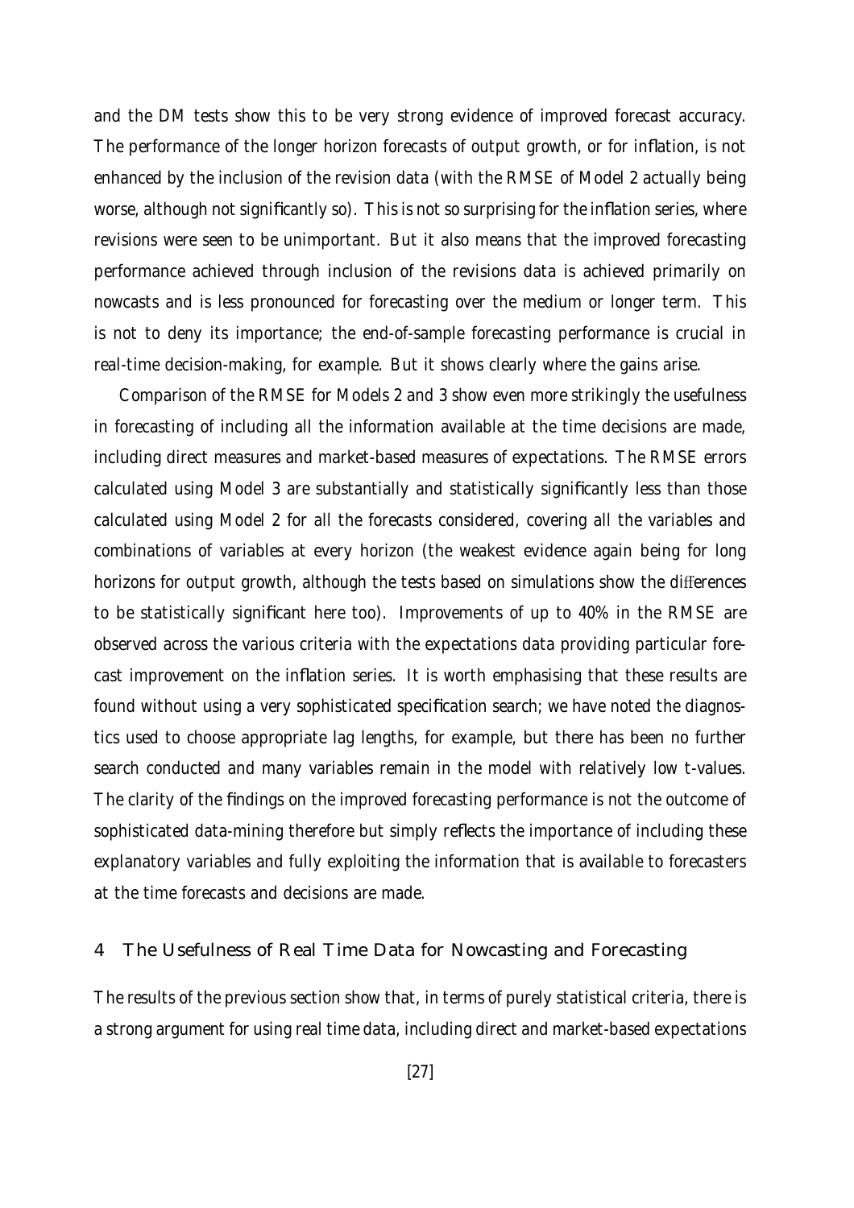and the DM tests show this to be very strong evidence of improved forecast accuracy. The performance of the longer horizon forecasts of output growth, or for inflation, is not enhanced by the inclusion of the revision data (with the RMSE of Model 2 actually being worse, although not significantly so). This is not so surprising for the inflation series, where revisions were seen to be unimportant. But it also means that the improved forecasting performance achieved through inclusion of the revisions data is achieved primarily on nowcasts and is less pronounced for forecasting over the medium or longer term. This is not to deny its importance; the end-of-sample forecasting performance is crucial in real-time decision-making, for example. But it shows clearly where the gains arise.

Comparison of the RMSE for Models 2 and 3 show even more strikingly the usefulness in forecasting of including all the information available at the time decisions are made, including direct measures and market-based measures of expectations. The RMSE errors calculated using Model 3 are substantially and statistically significantly less than those calculated using Model 2 for all the forecasts considered, covering all the variables and combinations of variables at every horizon (the weakest evidence again being for long horizons for output growth, although the tests based on simulations show the differences to be statistically significant here too). Improvements of up to 40% in the RMSE are observed across the various criteria with the expectations data providing particular forecast improvement on the inflation series. It is worth emphasising that these results are found without using a very sophisticated specification search; we have noted the diagnostics used to choose appropriate lag lengths, for example, but there has been no further search conducted and many variables remain in the model with relatively low t-values. The clarity of the findings on the improved forecasting performance is not the outcome of sophisticated data-mining therefore but simply reflects the importance of including these explanatory variables and fully exploiting the information that is available to forecasters at the time forecasts and decisions are made.

## 4 The Usefulness of Real Time Data for Nowcasting and Forecasting

The results of the previous section show that, in terms of purely statistical criteria, there is a strong argument for using real time data, including direct and market-based expectations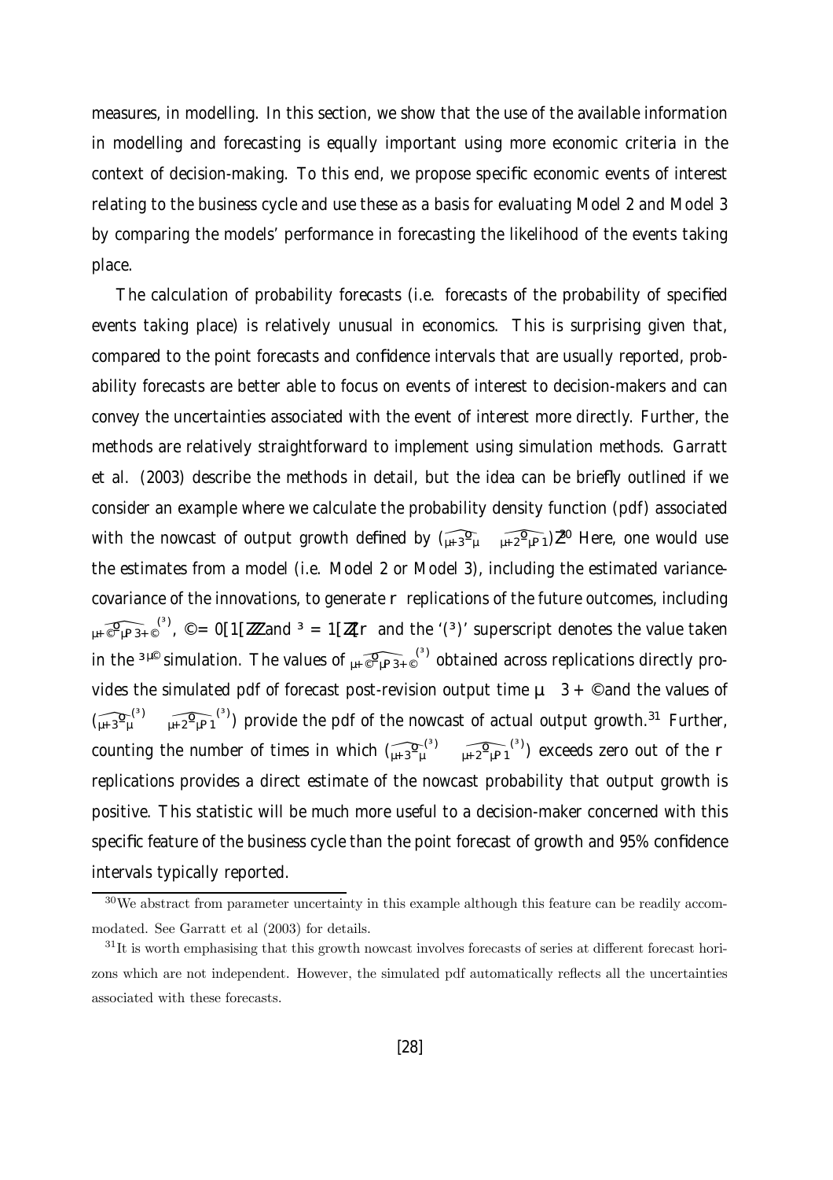measures, in modelling. In this section, we show that the use of the available information in modelling and forecasting is equally important using more economic criteria in the context of decision-making. To this end, we propose specific economic events of interest relating to the business cycle and use these as a basis for evaluating Model 2 and Model 3 by comparing the models' performance in forecasting the likelihood of the events taking place.

The calculation of probability forecasts (i.e. forecasts of the probability of specified events taking place) is relatively unusual in economics. This is surprising given that, compared to the point forecasts and confidence intervals that are usually reported, probability forecasts are better able to focus on events of interest to decision-makers and can convey the uncertainties associated with the event of interest more directly. Further, the methods are relatively straightforward to implement using simulation methods. Garratt et al. (2003) describe the methods in detail, but the idea can be briefly outlined if we consider an example where we calculate the probability density function (pdf) associated with the nowcast of output growth defined by $(\widehat{{}_{T+3}y_T} - \widehat{{}_{T+2}y_{T-1}})$.[30] Here, one would use the estimates from a model (i.e. Model 2 or Model 3), including the estimated variance-covariance of the innovations, to generate $R$ replications of the future outcomes, including $\widehat{{}_{T+h}y_{T-3+h}}^{(r)}$, $h = 0, 1, \ldots$ and $r = 1, \ldots, R$ and the '$(r)$' superscript denotes the value taken in the $r^{th}$ simulation. The values of $\widehat{{}_{T+h}y_{T-3+h}}^{(r)}$ obtained across replications directly provides the simulated pdf of forecast post-revision output time $T - 3 + h$ and the values of $(\widehat{{}_{T+3}y_T}^{(r)} - \widehat{{}_{T+2}y_{T-1}}^{(r)})$ provide the pdf of the nowcast of actual output growth.[31] Further, counting the number of times in which $(\widehat{{}_{T+3}y_T}^{(r)} - \widehat{{}_{T+2}y_{T-1}}^{(r)})$ exceeds zero out of the $R$ replications provides a direct estimate of the nowcast probability that output growth is positive. This statistic will be much more useful to a decision-maker concerned with this specific feature of the business cycle than the point forecast of growth and 95% confidence intervals typically reported.

[30] We abstract from parameter uncertainty in this example although this feature can be readily accommodated. See Garratt et al (2003) for details.

[31] It is worth emphasising that this growth nowcast involves forecasts of series at different forecast horizons which are not independent. However, the simulated pdf automatically reflects all the uncertainties associated with these forecasts.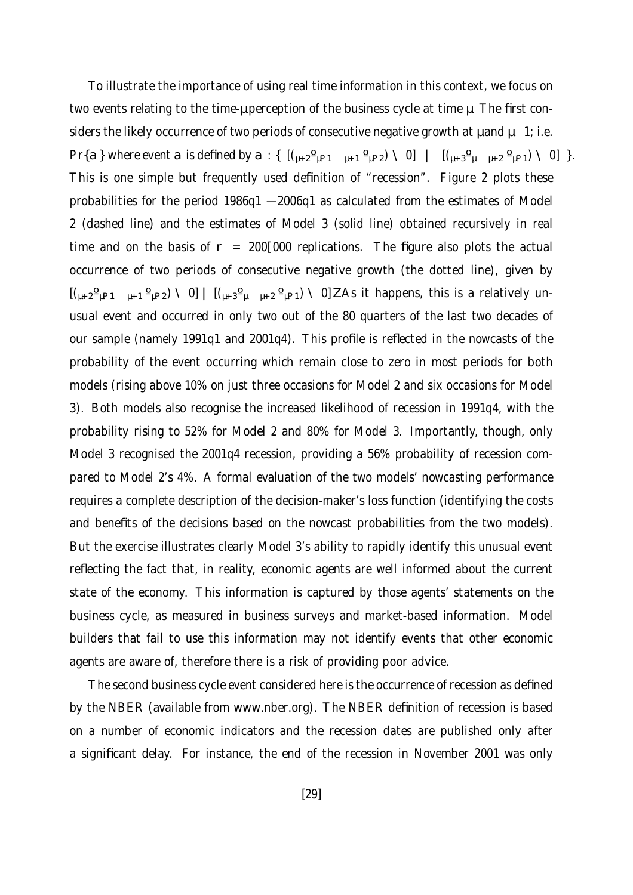To illustrate the importance of using real time information in this context, we focus on two events relating to the time-$t$ perception of the business cycle at time $t$. The first considers the likely occurrence of two periods of consecutive negative growth at $t$ and $t-1$; i.e. $Pr\{A\}$ where event $A$ is defined by $A : \{ [({}_{t+2}y_{t-1} - {}_{t+1}y_{t-2}) < 0] \cap [({}_{t+3}y_{t} - {}_{t+2}y_{t-1}) < 0] \}$. This is one simple but frequently used definition of "recession". Figure 2 plots these probabilities for the period 1986q1 – 2006q1 as calculated from the estimates of Model 2 (dashed line) and the estimates of Model 3 (solid line) obtained recursively in real time and on the basis of $r = 200,000$ replications. The figure also plots the actual occurrence of two periods of consecutive negative growth (the dotted line), given by $[({}_{t+2}y_{t-1} - {}_{t+1}y_{t-2}) < 0] \cap [({}_{t+3}y_{t} - {}_{t+2}y_{t-1}) < 0]$. As it happens, this is a relatively unusual event and occurred in only two out of the 80 quarters of the last two decades of our sample (namely 1991q1 and 2001q4). This profile is reflected in the nowcasts of the probability of the event occurring which remain close to zero in most periods for both models (rising above 10% on just three occasions for Model 2 and six occasions for Model 3). Both models also recognise the increased likelihood of recession in 1991q4, with the probability rising to 52% for Model 2 and 80% for Model 3. Importantly, though, only Model 3 recognised the 2001q4 recession, providing a 56% probability of recession compared to Model 2's 4%. A formal evaluation of the two models' nowcasting performance requires a complete description of the decision-maker's loss function (identifying the costs and benefits of the decisions based on the nowcast probabilities from the two models). But the exercise illustrates clearly Model 3's ability to rapidly identify this unusual event reflecting the fact that, in reality, economic agents are well informed about the current state of the economy. This information is captured by those agents' statements on the business cycle, as measured in business surveys and market-based information. Model builders that fail to use this information may not identify events that other economic agents are aware of, therefore there is a risk of providing poor advice.

The second business cycle event considered here is the occurrence of recession as defined by the NBER (available from www.nber.org). The NBER definition of recession is based on a number of economic indicators and the recession dates are published only after a significant delay. For instance, the end of the recession in November 2001 was only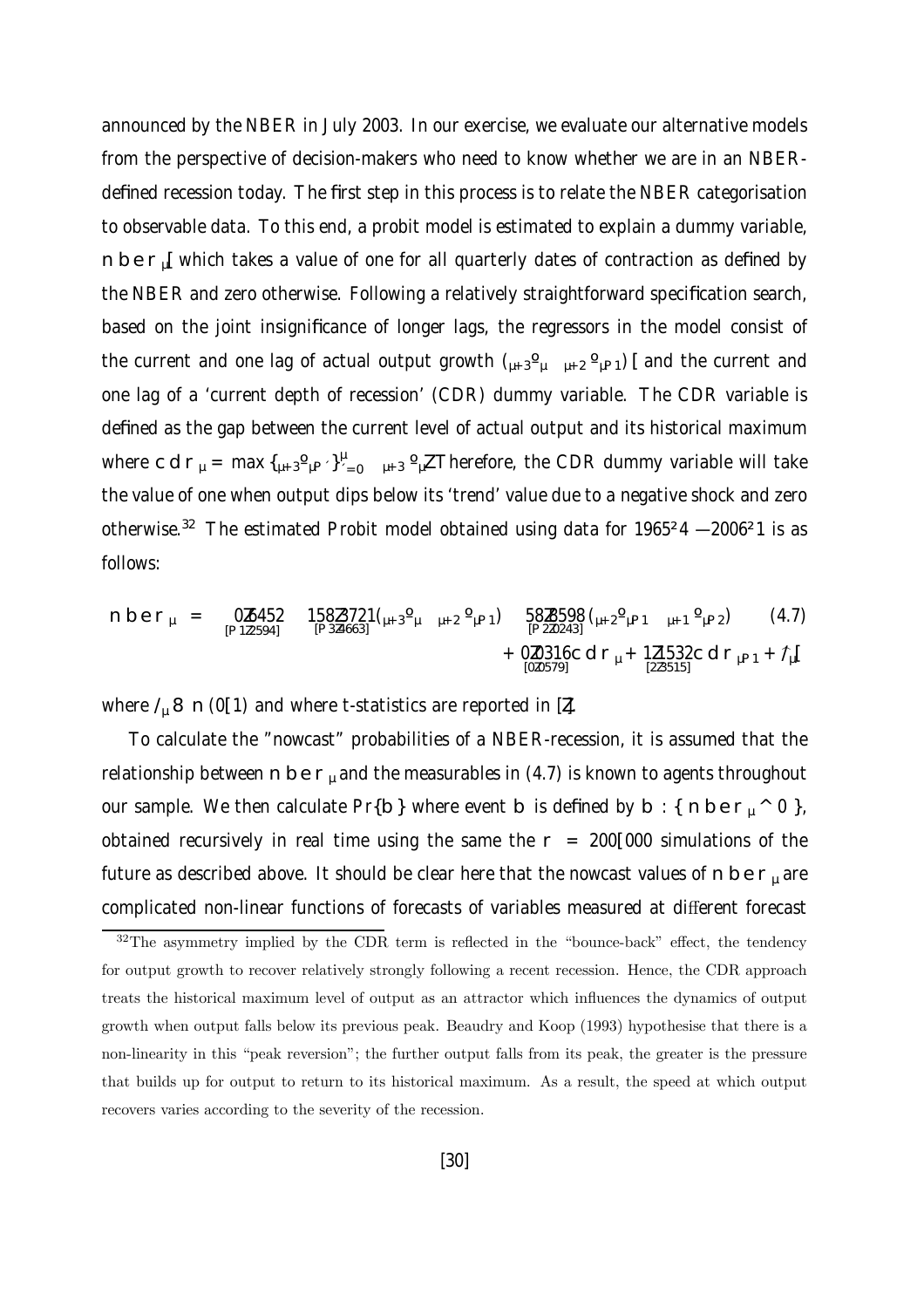announced by the NBER in July 2003. In our exercise, we evaluate our alternative models from the perspective of decision-makers who need to know whether we are in an NBER-defined recession today. The first step in this process is to relate the NBER categorisation to observable data. To this end, a probit model is estimated to explain a dummy variable, $nber_t$, which takes a value of one for all quarterly dates of contraction as defined by the NBER and zero otherwise. Following a relatively straightforward specification search, based on the joint insignificance of longer lags, the regressors in the model consist of the current and one lag of actual output growth $({}_{t+3}y_t - {}_{t+2}y_{t-1})$, and the current and one lag of a 'current depth of recession' (CDR) dummy variable. The CDR variable is defined as the gap between the current level of actual output and its historical maximum where $cdr_t = \max\{{}_{t+3}y_{t-j}\}_{j=0}^{t} - {}_{t+3}y_t$. Therefore, the CDR dummy variable will take the value of one when output dips below its 'trend' value due to a negative shock and zero otherwise.[32] The estimated Probit model obtained using data for 1965q4 – 2006q1 is as follows:

$$
\begin{aligned}
nber_t = \underset{[-1.2594]}{-0.6452} - \underset{[-3.4663]}{158.3721}({}_{t+3}y_t - {}_{t+2}y_{t-1}) - \underset{[-2.0243]}{58.3598}({}_{t+2}y_{t-1} - {}_{t+1}y_{t-2}) \qquad (4.7) \\
+ \underset{[0.0579]}{0.0316}\, cdr_t + \underset{[2.3515]}{1.1532}\, cdr_{t-1} + \varepsilon_t,
\end{aligned}
$$

where $\varepsilon_t \sim N(0,1)$ and where t-statistics are reported in [.].

To calculate the "nowcast" probabilities of a NBER-recession, it is assumed that the relationship between $nber_t$ and the measurables in (4.7) is known to agents throughout our sample. We then calculate $\Pr\{A\}$ where event $A$ is defined by $A: \{nber_t > 0\}$, obtained recursively in real time using the same the $R = 200{,}000$ simulations of the future as described above. It should be clear here that the nowcast values of $nber_t$ are complicated non-linear functions of forecasts of variables measured at different forecast

[32] The asymmetry implied by the CDR term is reflected in the "bounce-back" effect, the tendency for output growth to recover relatively strongly following a recent recession. Hence, the CDR approach treats the historical maximum level of output as an attractor which influences the dynamics of output growth when output falls below its previous peak. Beaudry and Koop (1993) hypothesise that there is a non-linearity in this "peak reversion"; the further output falls from its peak, the greater is the pressure that builds up for output to return to its historical maximum. As a result, the speed at which output recovers varies according to the severity of the recession.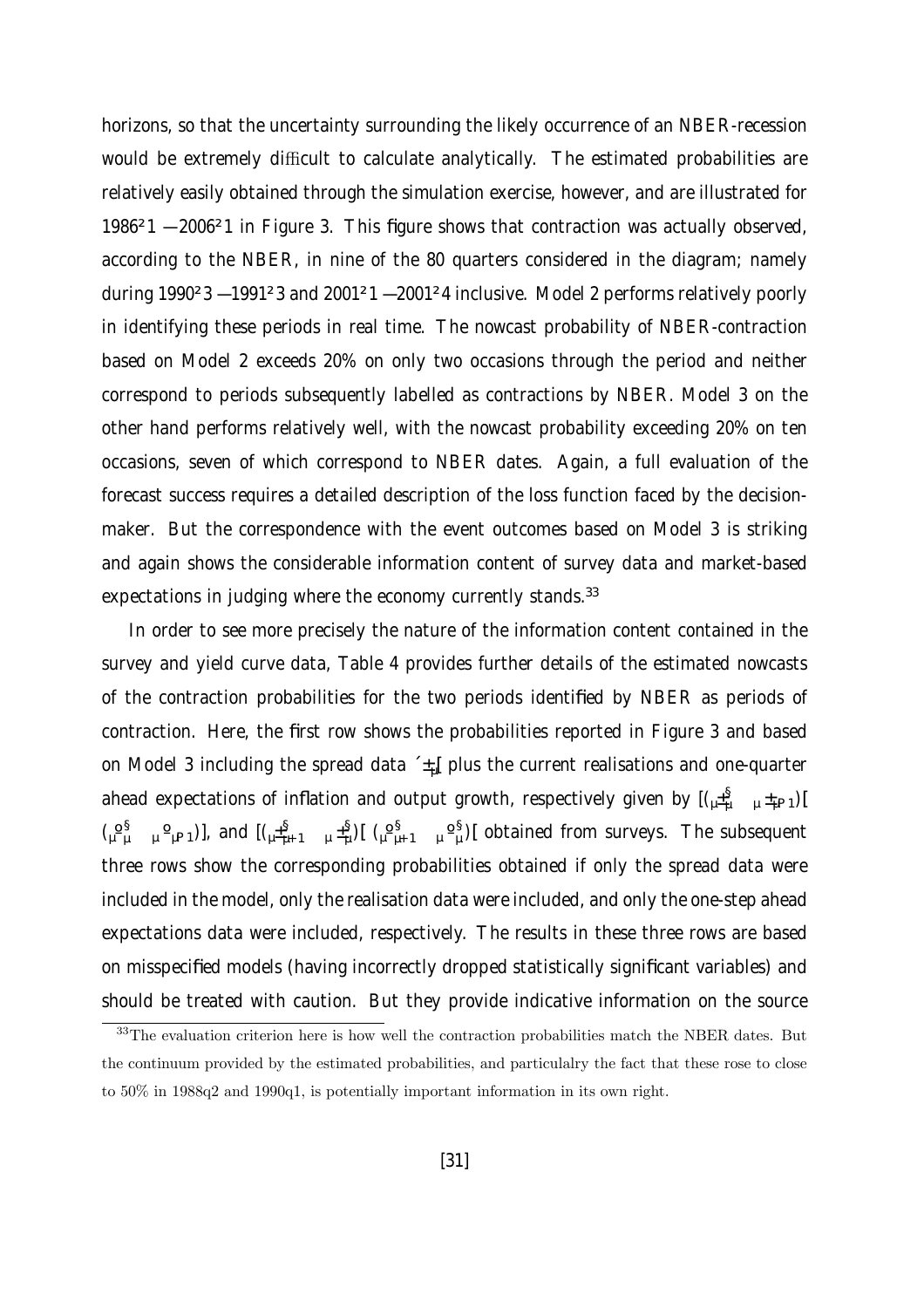horizons, so that the uncertainty surrounding the likely occurrence of an NBER-recession would be extremely difficult to calculate analytically. The estimated probabilities are relatively easily obtained through the simulation exercise, however, and are illustrated for 1986q1 – 2006q1 in Figure 3. This figure shows that contraction was actually observed, according to the NBER, in nine of the 80 quarters considered in the diagram; namely during 1990q3 – 1991q3 and 2001q1 – 2001q4 inclusive. Model 2 performs relatively poorly in identifying these periods in real time. The nowcast probability of NBER-contraction based on Model 2 exceeds 20% on only two occasions through the period and neither correspond to periods subsequently labelled as contractions by NBER. Model 3 on the other hand performs relatively well, with the nowcast probability exceeding 20% on ten occasions, seven of which correspond to NBER dates. Again, a full evaluation of the forecast success requires a detailed description of the loss function faced by the decision-maker. But the correspondence with the event outcomes based on Model 3 is striking and again shows the considerable information content of survey data and market-based expectations in judging where the economy currently stands.[33]

In order to see more precisely the nature of the information content contained in the survey and yield curve data, Table 4 provides further details of the estimated nowcasts of the contraction probabilities for the two periods identified by NBER as periods of contraction. Here, the first row shows the probabilities reported in Figure 3 and based on Model 3 including the spread data $sp_t$, plus the current realisations and one-quarter ahead expectations of inflation and output growth, respectively given by $[({}_t\pi^e_t - \pi_{t-1}),$ $({}_ty^e_t - y_{t-1})]$, and $[({}_t\pi^e_{t+1} - {}_t\pi^e_t), ({}_ty^e_{t+1} - {}_ty^e_t)]$, obtained from surveys. The subsequent three rows show the corresponding probabilities obtained if only the spread data were included in the model, only the realisation data were included, and only the one-step ahead expectations data were included, respectively. The results in these three rows are based on misspecified models (having incorrectly dropped statistically significant variables) and should be treated with caution. But they provide indicative information on the source

[33] The evaluation criterion here is how well the contraction probabilities match the NBER dates. But the continuum provided by the estimated probabilities, and particulalry the fact that these rose to close to 50% in 1988q2 and 1990q1, is potentially important information in its own right.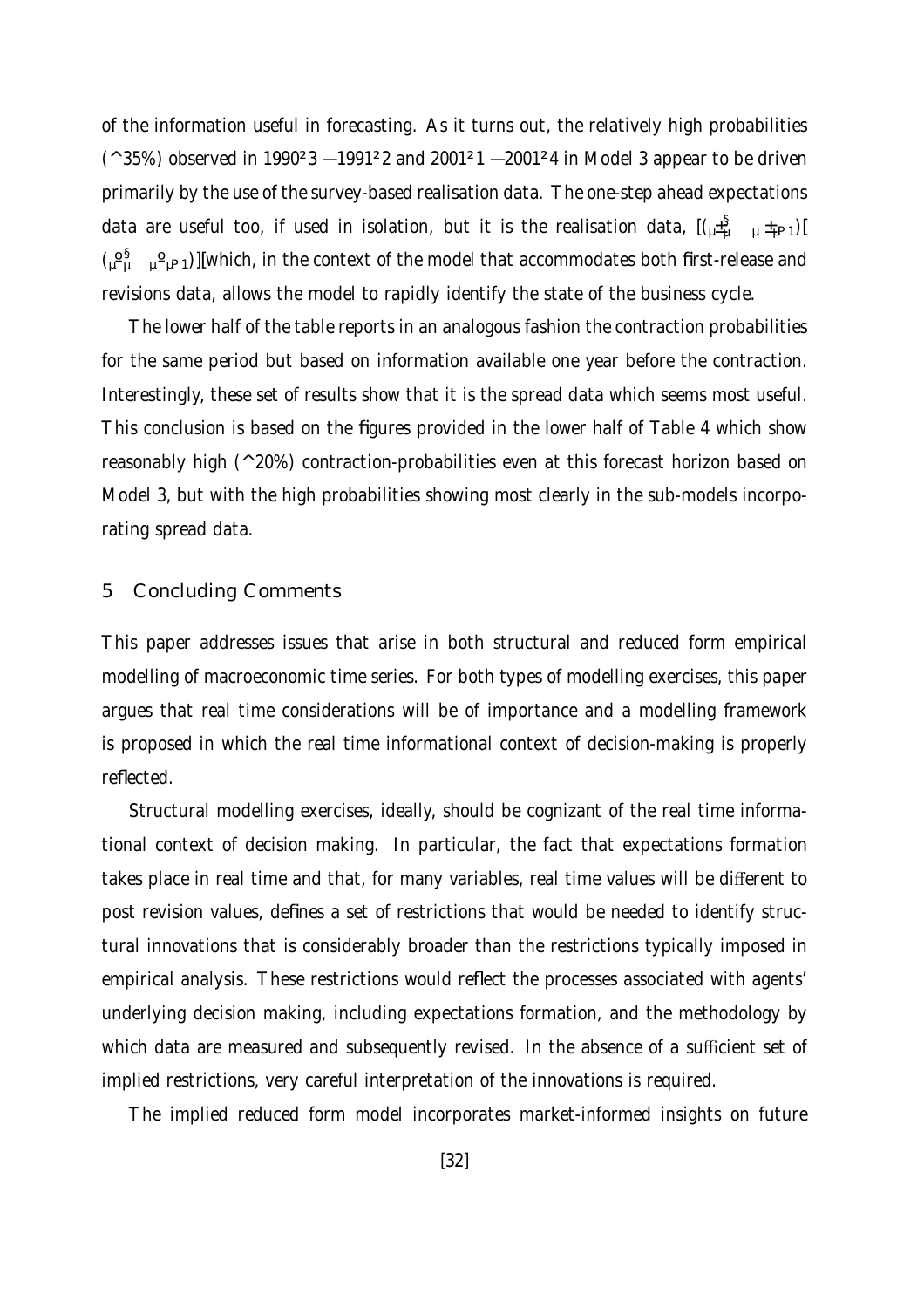of the information useful in forecasting. As it turns out, the relatively high probabilities (≈35%) observed in 1990q3 – 1991q2 and 2001q1 – 2001q4 in Model 3 appear to be driven primarily by the use of the survey-based realisation data. The one-step ahead expectations data are useful too, if used in isolation, but it is the realisation data, $[({}_{t}y^{e}_{t} - {}_{t}y_{t-1}), ({}_{t}p^{e}_{t} - {}_{t}p_{t-1})]$, which, in the context of the model that accommodates both first-release and revisions data, allows the model to rapidly identify the state of the business cycle.

The lower half of the table reports in an analogous fashion the contraction probabilities for the same period but based on information available one year before the contraction. Interestingly, these set of results show that it is the spread data which seems most useful. This conclusion is based on the figures provided in the lower half of Table 4 which show reasonably high (≈20%) contraction-probabilities even at this forecast horizon based on Model 3, but with the high probabilities showing most clearly in the sub-models incorporating spread data.

## 5 Concluding Comments

This paper addresses issues that arise in both structural and reduced form empirical modelling of macroeconomic time series. For both types of modelling exercises, this paper argues that real time considerations will be of importance and a modelling framework is proposed in which the real time informational context of decision-making is properly reflected.

Structural modelling exercises, ideally, should be cognizant of the real time informational context of decision making. In particular, the fact that expectations formation takes place in real time and that, for many variables, real time values will be different to post revision values, defines a set of restrictions that would be needed to identify structural innovations that is considerably broader than the restrictions typically imposed in empirical analysis. These restrictions would reflect the processes associated with agents' underlying decision making, including expectations formation, and the methodology by which data are measured and subsequently revised. In the absence of a sufficient set of implied restrictions, very careful interpretation of the innovations is required.

The implied reduced form model incorporates market-informed insights on future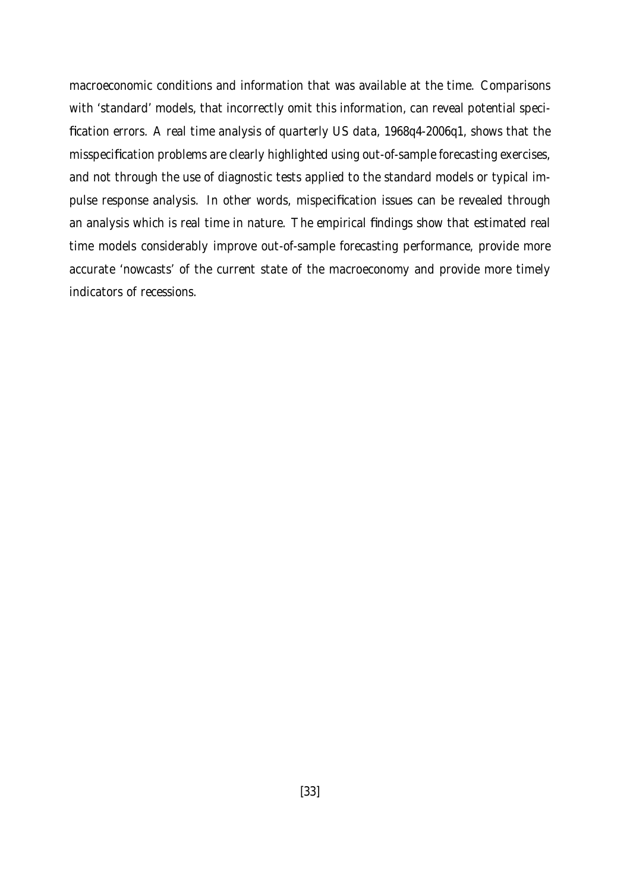macroeconomic conditions and information that was available at the time. Comparisons with 'standard' models, that incorrectly omit this information, can reveal potential specification errors. A real time analysis of quarterly US data, 1968q4-2006q1, shows that the misspecification problems are clearly highlighted using out-of-sample forecasting exercises, and not through the use of diagnostic tests applied to the standard models or typical impulse response analysis. In other words, mispecification issues can be revealed through an analysis which is real time in nature. The empirical findings show that estimated real time models considerably improve out-of-sample forecasting performance, provide more accurate 'nowcasts' of the current state of the macroeconomy and provide more timely indicators of recessions.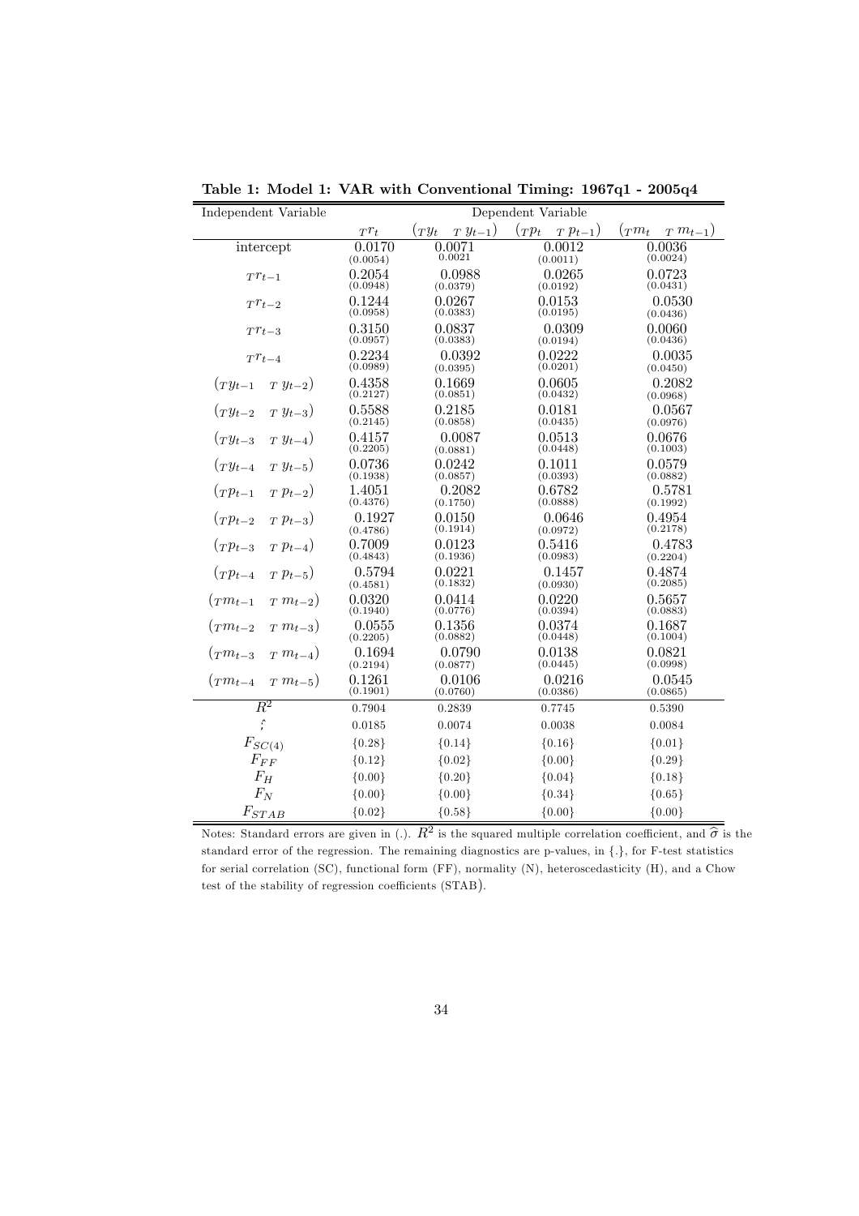**Table 1: Model 1: VAR with Conventional Timing: 1967q1 - 2005q4**

| Independent Variable | Dependent Variable | | | |
|---|---|---|---|---|
| | ${}_T r_t$ | $({}_T y_t \quad {}_T y_{t-1})$ | $({}_T p_t \quad {}_T p_{t-1})$ | $({}_T m_t \quad {}_T m_{t-1})$ |
| intercept | 0.0170 (0.0054) | 0.0071 0.0021 | 0.0012 (0.0011) | 0.0036 (0.0024) |
| ${}_T r_{t-1}$ | 0.2054 (0.0948) | 0.0988 (0.0379) | 0.0265 (0.0192) | 0.0723 (0.0431) |
| ${}_T r_{t-2}$ | 0.1244 (0.0958) | 0.0267 (0.0383) | 0.0153 (0.0195) | 0.0530 (0.0436) |
| ${}_T r_{t-3}$ | 0.3150 (0.0957) | 0.0837 (0.0383) | 0.0309 (0.0194) | 0.0060 (0.0436) |
| ${}_T r_{t-4}$ | 0.2234 (0.0989) | 0.0392 (0.0395) | 0.0222 (0.0201) | 0.0035 (0.0450) |
| $({}_T y_{t-1} \quad {}_T y_{t-2})$ | 0.4358 (0.2127) | 0.1669 (0.0851) | 0.0605 (0.0432) | 0.2082 (0.0968) |
| $({}_T y_{t-2} \quad {}_T y_{t-3})$ | 0.5588 (0.2145) | 0.2185 (0.0858) | 0.0181 (0.0435) | 0.0567 (0.0976) |
| $({}_T y_{t-3} \quad {}_T y_{t-4})$ | 0.4157 (0.2205) | 0.0087 (0.0881) | 0.0513 (0.0448) | 0.0676 (0.1003) |
| $({}_T y_{t-4} \quad {}_T y_{t-5})$ | 0.0736 (0.1938) | 0.0242 (0.0857) | 0.1011 (0.0393) | 0.0579 (0.0882) |
| $({}_T p_{t-1} \quad {}_T p_{t-2})$ | 1.4051 (0.4376) | 0.2082 (0.1750) | 0.6782 (0.0888) | 0.5781 (0.1992) |
| $({}_T p_{t-2} \quad {}_T p_{t-3})$ | 0.1927 (0.4786) | 0.0150 (0.1914) | 0.0646 (0.0972) | 0.4954 (0.2178) |
| $({}_T p_{t-3} \quad {}_T p_{t-4})$ | 0.7009 (0.4843) | 0.0123 (0.1936) | 0.5416 (0.0983) | 0.4783 (0.2204) |
| $({}_T p_{t-4} \quad {}_T p_{t-5})$ | 0.5794 (0.4581) | 0.0221 (0.1832) | 0.1457 (0.0930) | 0.4874 (0.2085) |
| $({}_T m_{t-1} \quad {}_T m_{t-2})$ | 0.0320 (0.1940) | 0.0414 (0.0776) | 0.0220 (0.0394) | 0.5657 (0.0883) |
| $({}_T m_{t-2} \quad {}_T m_{t-3})$ | 0.0555 (0.2205) | 0.1356 (0.0882) | 0.0374 (0.0448) | 0.1687 (0.1004) |
| $({}_T m_{t-3} \quad {}_T m_{t-4})$ | 0.1694 (0.2194) | 0.0790 (0.0877) | 0.0138 (0.0445) | 0.0821 (0.0998) |
| $({}_T m_{t-4} \quad {}_T m_{t-5})$ | 0.1261 (0.1901) | 0.0106 (0.0760) | 0.0216 (0.0386) | 0.0545 (0.0865) |
| $R^2$ | 0.7904 | 0.2839 | 0.7745 | 0.5390 |
| $\hat{;}$ | 0.0185 | 0.0074 | 0.0038 | 0.0084 |
| $F_{SC(4)}$ | {0.28} | {0.14} | {0.16} | {0.01} |
| $F_{FF}$ | {0.12} | {0.02} | {0.00} | {0.29} |
| $F_H$ | {0.00} | {0.20} | {0.04} | {0.18} |
| $F_N$ | {0.00} | {0.00} | {0.34} | {0.65} |
| $F_{STAB}$ | {0.02} | {0.58} | {0.00} | {0.00} |

Notes: Standard errors are given in (.). $R^2$ is the squared multiple correlation coefficient, and $\widehat{\sigma}$ is the standard error of the regression. The remaining diagnostics are p-values, in {.}, for F-test statistics for serial correlation (SC), functional form (FF), normality (N), heteroscedasticity (H), and a Chow test of the stability of regression coefficients (STAB).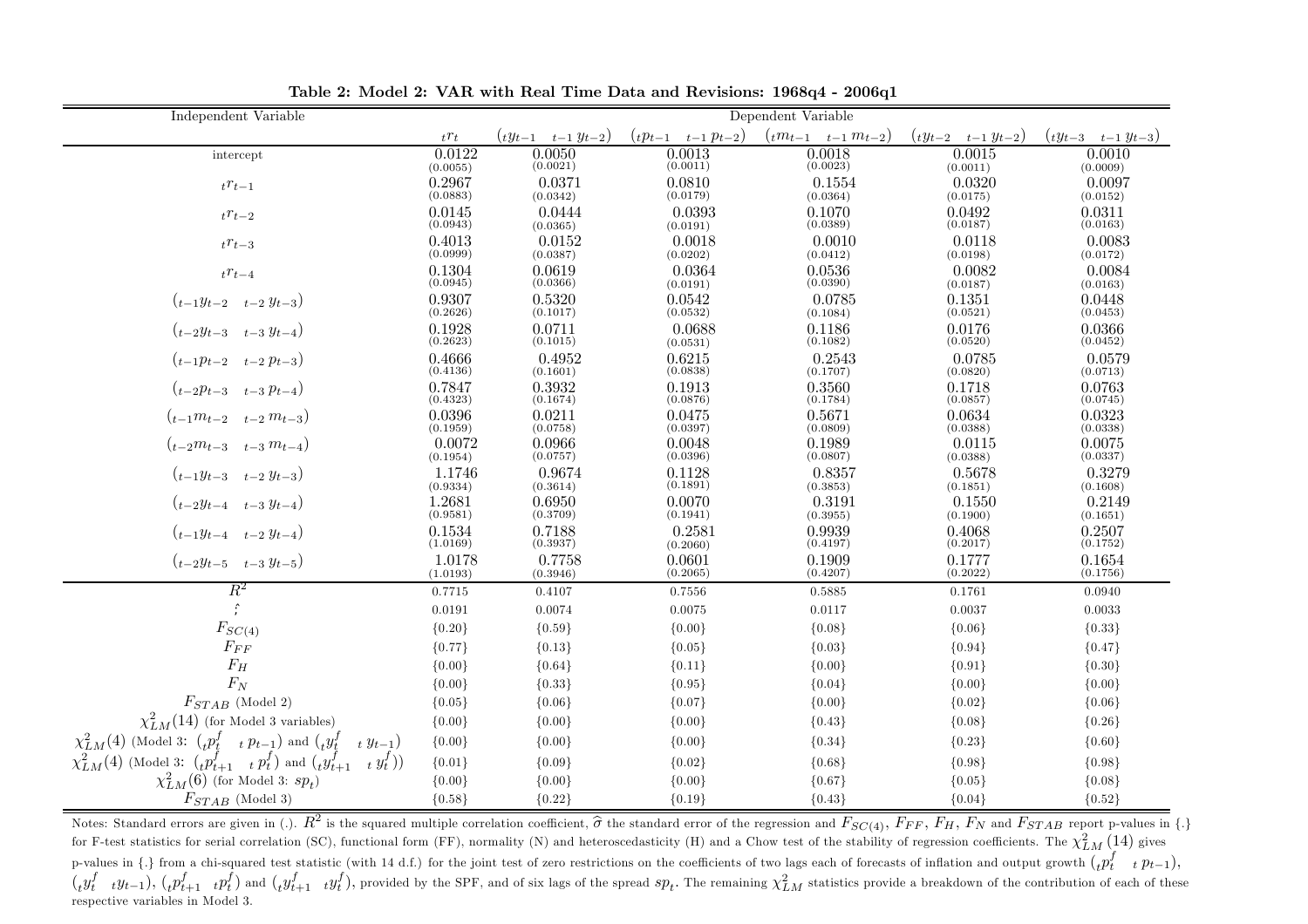**Table 2: Model 2: VAR with Real Time Data and Revisions: 1968q4 - 2006q1**

| Independent Variable | Dependent Variable | | | | | |
|---|---|---|---|---|---|---|
| | ${}_tr_t$ | $({}_ty_{t-1} \quad {}_{t-1}y_{t-2})$ | $({}_tp_{t-1} \quad {}_{t-1}p_{t-2})$ | $({}_tm_{t-1} \quad {}_{t-1}m_{t-2})$ | $({}_ty_{t-2} \quad {}_{t-1}y_{t-2})$ | $({}_ty_{t-3} \quad {}_{t-1}y_{t-3})$ |
| intercept | 0.0122 (0.0055) | 0.0050 (0.0021) | 0.0013 (0.0011) | 0.0018 (0.0023) | 0.0015 (0.0011) | 0.0010 (0.0009) |
| ${}_tr_{t-1}$ | 0.2967 (0.0883) | 0.0371 (0.0342) | 0.0810 (0.0179) | 0.1554 (0.0364) | 0.0320 (0.0175) | 0.0097 (0.0152) |
| ${}_tr_{t-2}$ | 0.0145 (0.0943) | 0.0444 (0.0365) | 0.0393 (0.0191) | 0.1070 (0.0389) | 0.0492 (0.0187) | 0.0311 (0.0163) |
| ${}_tr_{t-3}$ | 0.4013 (0.0999) | 0.0152 (0.0387) | 0.0018 (0.0202) | 0.0010 (0.0412) | 0.0118 (0.0198) | 0.0083 (0.0172) |
| ${}_tr_{t-4}$ | 0.1304 (0.0945) | 0.0619 (0.0366) | 0.0364 (0.0191) | 0.0536 (0.0390) | 0.0082 (0.0187) | 0.0084 (0.0163) |
| $({}_{t-1}y_{t-2} \quad {}_{t-2}y_{t-3})$ | 0.9307 (0.2626) | 0.5320 (0.1017) | 0.0542 (0.0532) | 0.0785 (0.1084) | 0.1351 (0.0521) | 0.0448 (0.0453) |
| $({}_{t-2}y_{t-3} \quad {}_{t-3}y_{t-4})$ | 0.1928 (0.2623) | 0.0711 (0.1015) | 0.0688 (0.0531) | 0.1186 (0.1082) | 0.0176 (0.0520) | 0.0366 (0.0452) |
| $({}_{t-1}p_{t-2} \quad {}_{t-2}p_{t-3})$ | 0.4666 (0.4136) | 0.4952 (0.1601) | 0.6215 (0.0838) | 0.2543 (0.1707) | 0.0785 (0.0820) | 0.0579 (0.0713) |
| $({}_{t-2}p_{t-3} \quad {}_{t-3}p_{t-4})$ | 0.7847 (0.4323) | 0.3932 (0.1674) | 0.1913 (0.0876) | 0.3560 (0.1784) | 0.1718 (0.0857) | 0.0763 (0.0745) |
| $({}_{t-1}m_{t-2} \quad {}_{t-2}m_{t-3})$ | 0.0396 (0.1959) | 0.0211 (0.0758) | 0.0475 (0.0397) | 0.5671 (0.0809) | 0.0634 (0.0388) | 0.0323 (0.0338) |
| $({}_{t-2}m_{t-3} \quad {}_{t-3}m_{t-4})$ | 0.0072 (0.1954) | 0.0966 (0.0757) | 0.0048 (0.0396) | 0.1989 (0.0807) | 0.0115 (0.0388) | 0.0075 (0.0337) |
| $({}_{t-1}y_{t-3} \quad {}_{t-2}y_{t-3})$ | 1.1746 (0.9334) | 0.9674 (0.3614) | 0.1128 (0.1891) | 0.8357 (0.3853) | 0.5678 (0.1851) | 0.3279 (0.1608) |
| $({}_{t-2}y_{t-4} \quad {}_{t-3}y_{t-4})$ | 1.2681 (0.9581) | 0.6950 (0.3709) | 0.0070 (0.1941) | 0.3191 (0.3955) | 0.1550 (0.1900) | 0.2149 (0.1651) |
| $({}_{t-1}y_{t-4} \quad {}_{t-2}y_{t-4})$ | 0.1534 (1.0169) | 0.7188 (0.3937) | 0.2581 (0.2060) | 0.9939 (0.4197) | 0.4068 (0.2017) | 0.2507 (0.1752) |
| $({}_{t-2}y_{t-5} \quad {}_{t-3}y_{t-5})$ | 1.0178 (1.0193) | 0.7758 (0.3946) | 0.0601 (0.2065) | 0.1909 (0.4207) | 0.1777 (0.2022) | 0.1654 (0.1756) |
| $R^2$ | 0.7715 | 0.4107 | 0.7556 | 0.5885 | 0.1761 | 0.0940 |
| $\hat{\sigma}$ | 0.0191 | 0.0074 | 0.0075 | 0.0117 | 0.0037 | 0.0033 |
| $F_{SC(4)}$ | {0.20} | {0.59} | {0.00} | {0.08} | {0.06} | {0.33} |
| $F_{FF}$ | {0.77} | {0.13} | {0.05} | {0.03} | {0.94} | {0.47} |
| $F_H$ | {0.00} | {0.64} | {0.11} | {0.00} | {0.91} | {0.30} |
| $F_N$ | {0.00} | {0.33} | {0.95} | {0.04} | {0.00} | {0.00} |
| $F_{STAB}$ (Model 2) | {0.05} | {0.06} | {0.07} | {0.00} | {0.02} | {0.06} |
| $\chi^2_{LM}(14)$ (for Model 3 variables) | {0.00} | {0.00} | {0.00} | {0.43} | {0.08} | {0.26} |
| $\chi^2_{LM}(4)$ (Model 3: $({}_tp^f_t \quad {}_tp_{t-1})$ and $({}_ty^f_t \quad {}_ty_{t-1})$ | {0.00} | {0.00} | {0.00} | {0.34} | {0.23} | {0.60} |
| $\chi^2_{LM}(4)$ (Model 3: $({}_tp^f_{t+1} \quad {}_tp^f_t)$ and $({}_ty^f_{t+1} \quad {}_ty^f_t)$) | {0.01} | {0.09} | {0.02} | {0.68} | {0.98} | {0.98} |
| $\chi^2_{LM}(6)$ (for Model 3: $sp_t$) | {0.00} | {0.00} | {0.00} | {0.67} | {0.05} | {0.08} |
| $F_{STAB}$ (Model 3) | {0.58} | {0.22} | {0.19} | {0.43} | {0.04} | {0.52} |

Notes: Standard errors are given in (.). $R^2$ is the squared multiple correlation coefficient, $\widehat{\sigma}$ the standard error of the regression and $F_{SC(4)}$, $F_{FF}$, $F_H$, $F_N$ and $F_{STAB}$ report p-values in {.} for F-test statistics for serial correlation (SC), functional form (FF), normality (N) and heteroscedasticity (H) and a Chow test of the stability of regression coefficients. The $\chi^2_{LM}(14)$ gives p-values in {.} from a chi-squared test statistic (with 14 d.f.) for the joint test of zero restrictions on the coefficients of two lags each of forecasts of inflation and output growth $({}_tp^f_t \quad {}_tp_{t-1})$, $({}_ty^f_t \quad {}_ty_{t-1})$, $({}_tp^f_{t+1} \quad {}_tp^f_t)$ and $({}_ty^f_{t+1} \quad {}_ty^f_t)$, provided by the SPF, and of six lags of the spread $sp_t$. The remaining $\chi^2_{LM}$ statistics provide a breakdown of the contribution of each of these respective variables in Model 3.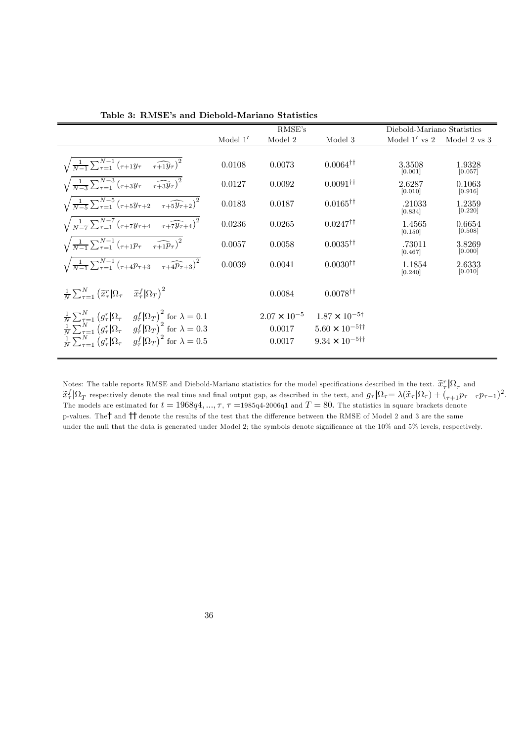**Table 3: RMSE's and Diebold-Mariano Statistics**

| | RMSE's | | | Diebold-Mariano Statistics | |
|---|---|---|---|---|---|
| | Model 1′ | Model 2 | Model 3 | Model 1′ vs 2 | Model 2 vs 3 |
| $\sqrt{\frac{1}{N-1}\sum_{\tau=1}^{N-1}\left({}_{\tau+1}y_{\tau} \quad \widehat{{}_{\tau+1}y_{\tau}}\right)^2}$ | 0.0108 | 0.0073 | $0.0064^{\dagger\dagger}$ | 3.3508 [0.001] | 1.9328 [0.057] |
| $\sqrt{\frac{1}{N-3}\sum_{\tau=1}^{N-3}\left({}_{\tau+3}y_{\tau} \quad \widehat{{}_{\tau+3}y_{\tau}}\right)^2}$ | 0.0127 | 0.0092 | $0.0091^{\dagger\dagger}$ | 2.6287 [0.010] | 0.1063 [0.916] |
| $\sqrt{\frac{1}{N-5}\sum_{\tau=1}^{N-5}\left({}_{\tau+5}y_{\tau+2} \quad \widehat{{}_{\tau+5}y_{\tau+2}}\right)^2}$ | 0.0183 | 0.0187 | $0.0165^{\dagger\dagger}$ | .21033 [0.834] | 1.2359 [0.220] |
| $\sqrt{\frac{1}{N-7}\sum_{\tau=1}^{N-7}\left({}_{\tau+7}y_{\tau+4} \quad \widehat{{}_{\tau+7}y_{\tau+4}}\right)^2}$ | 0.0236 | 0.0265 | $0.0247^{\dagger\dagger}$ | 1.4565 [0.150] | 0.6654 [0.508] |
| $\sqrt{\frac{1}{N-1}\sum_{\tau=1}^{N-1}\left({}_{\tau+1}p_{\tau} \quad \widehat{{}_{\tau+1}p_{\tau}}\right)^2}$ | 0.0057 | 0.0058 | $0.0035^{\dagger\dagger}$ | .73011 [0.467] | 3.8269 [0.000] |
| $\sqrt{\frac{1}{N-1}\sum_{\tau=1}^{N-1}\left({}_{\tau+4}p_{\tau+3} \quad \widehat{{}_{\tau+4}p_{\tau+3}}\right)^2}$ | 0.0039 | 0.0041 | $0.0030^{\dagger\dagger}$ | 1.1854 [0.240] | 2.6333 [0.010] |
| $\frac{1}{N}\sum_{\tau=1}^{N}\left(\widetilde{x}_{\tau}^{r}\vert\Omega_{\tau} \quad \widetilde{x}_{\tau}^{f}\vert\Omega_{T}\right)^2$ | | 0.0084 | $0.0078^{\dagger\dagger}$ | | |
| $\frac{1}{N}\sum_{\tau=1}^{N}\left(g_{\tau}^{r}\vert\Omega_{\tau} \quad g_{\tau}^{f}\vert\Omega_{T}\right)^2$ for $\lambda = 0.1$ | | $2.07 \times 10^{-5}$ | $1.87 \times 10^{-5\dagger}$ | | |
| $\frac{1}{N}\sum_{\tau=1}^{N}\left(g_{\tau}^{r}\vert\Omega_{\tau} \quad g_{\tau}^{f}\vert\Omega_{T}\right)^2$ for $\lambda = 0.3$ | | 0.0017 | $5.60 \times 10^{-5\dagger\dagger}$ | | |
| $\frac{1}{N}\sum_{\tau=1}^{N}\left(g_{\tau}^{r}\vert\Omega_{\tau} \quad g_{\tau}^{f}\vert\Omega_{T}\right)^2$ for $\lambda = 0.5$ | | 0.0017 | $9.34 \times 10^{-5\dagger\dagger}$ | | |

Notes: The table reports RMSE and Diebold-Mariano statistics for the model specifications described in the text. $\widetilde{x}_{\tau}^{r}|\Omega_{\tau}$ and $\widetilde{x}_{\tau}^{f}|\Omega_{T}$ respectively denote the real time and final output gap, as described in the text, and $g_{\tau}|\Omega_{\tau} = \lambda(\widetilde{x}_{\tau}|\Omega_{\tau}) + ({}_{\tau+1}p_{\tau} \quad {}_{\tau}p_{\tau-1})^2$. The models are estimated for $t = 1968q4, ..., \tau$, $\tau =$1985q4-2006q1 and $T = 80$. The statistics in square brackets denote p-values. The $\dagger$ and $\dagger\dagger$ denote the results of the test that the difference between the RMSE of Model 2 and 3 are the same under the null that the data is generated under Model 2; the symbols denote significance at the 10% and 5% levels, respectively.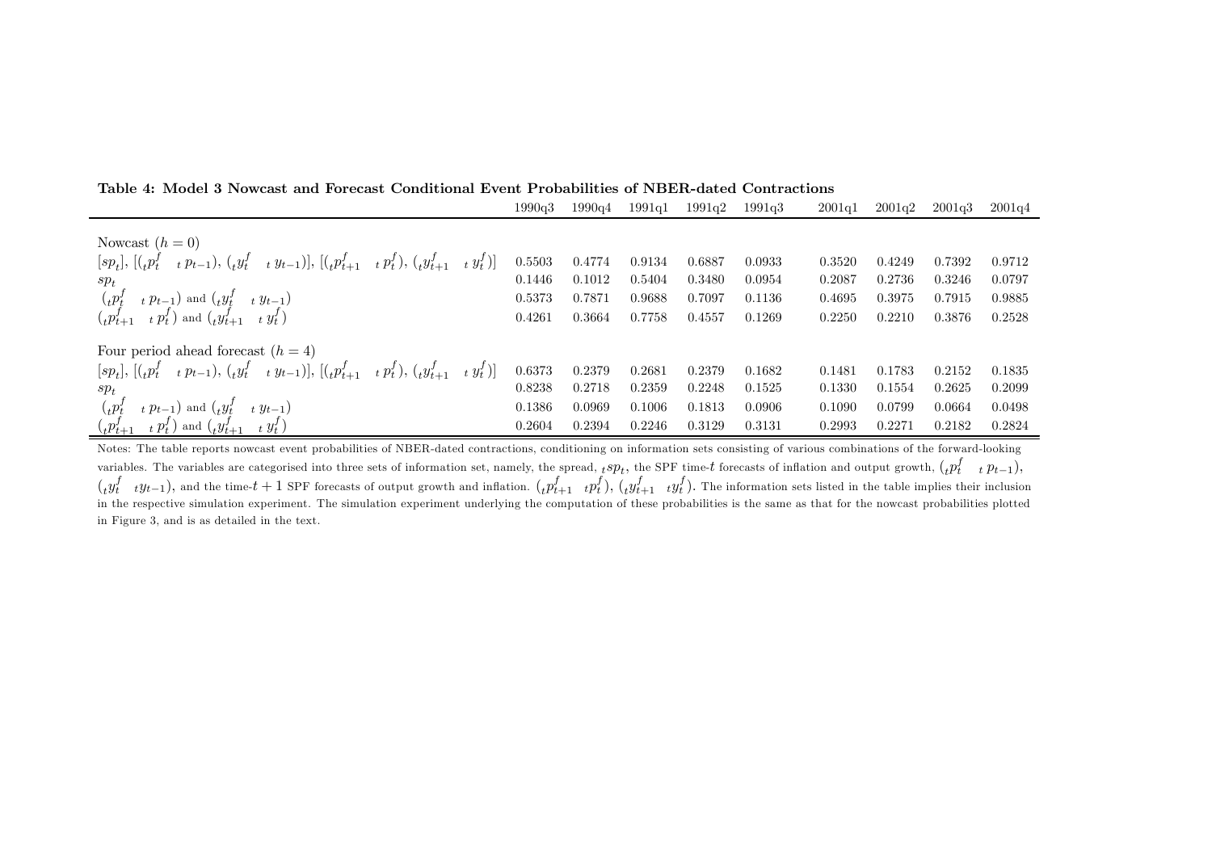**Table 4: Model 3 Nowcast and Forecast Conditional Event Probabilities of NBER-dated Contractions**

| | 1990q3 | 1990q4 | 1991q1 | 1991q2 | 1991q3 | 2001q1 | 2001q2 | 2001q3 | 2001q4 |
|---|---|---|---|---|---|---|---|---|---|
| Nowcast ($h = 0$) | | | | | | | | | |
| $[sp_t]$, $[({}_tp_t^f \;\; {}_tp_{t-1}), ({}_ty_t^f \;\; {}_ty_{t-1})]$, $[({}_tp_{t+1}^f \;\; {}_tp_t^f), ({}_ty_{t+1}^f \;\; {}_ty_t^f)]$ | 0.5503 | 0.4774 | 0.9134 | 0.6887 | 0.0933 | 0.3520 | 0.4249 | 0.7392 | 0.9712 |
| $sp_t$ | 0.1446 | 0.1012 | 0.5404 | 0.3480 | 0.0954 | 0.2087 | 0.2736 | 0.3246 | 0.0797 |
| $({}_tp_t^f \;\; {}_tp_{t-1})$ and $({}_ty_t^f \;\; {}_ty_{t-1})$ | 0.5373 | 0.7871 | 0.9688 | 0.7097 | 0.1136 | 0.4695 | 0.3975 | 0.7915 | 0.9885 |
| $({}_tp_{t+1}^f \;\; {}_tp_t^f)$ and $({}_ty_{t+1}^f \;\; {}_ty_t^f)$ | 0.4261 | 0.3664 | 0.7758 | 0.4557 | 0.1269 | 0.2250 | 0.2210 | 0.3876 | 0.2528 |
| Four period ahead forecast ($h = 4$) | | | | | | | | | |
| $[sp_t]$, $[({}_tp_t^f \;\; {}_tp_{t-1}), ({}_ty_t^f \;\; {}_ty_{t-1})]$, $[({}_tp_{t+1}^f \;\; {}_tp_t^f), ({}_ty_{t+1}^f \;\; {}_ty_t^f)]$ | 0.6373 | 0.2379 | 0.2681 | 0.2379 | 0.1682 | 0.1481 | 0.1783 | 0.2152 | 0.1835 |
| $sp_t$ | 0.8238 | 0.2718 | 0.2359 | 0.2248 | 0.1525 | 0.1330 | 0.1554 | 0.2625 | 0.2099 |
| $({}_tp_t^f \;\; {}_tp_{t-1})$ and $({}_ty_t^f \;\; {}_ty_{t-1})$ | 0.1386 | 0.0969 | 0.1006 | 0.1813 | 0.0906 | 0.1090 | 0.0799 | 0.0664 | 0.0498 |
| $({}_tp_{t+1}^f \;\; {}_tp_t^f)$ and $({}_ty_{t+1}^f \;\; {}_ty_t^f)$ | 0.2604 | 0.2394 | 0.2246 | 0.3129 | 0.3131 | 0.2993 | 0.2271 | 0.2182 | 0.2824 |

Notes: The table reports nowcast event probabilities of NBER-dated contractions, conditioning on information sets consisting of various combinations of the forward-looking variables. The variables are categorised into three sets of information set, namely, the spread, ${}_tsp_t$, the SPF time-$t$ forecasts of inflation and output growth, $({}_tp_t^f \;\; {}_tp_{t-1})$, $({}_ty_t^f \;\; {}_ty_{t-1})$, and the time-$t+1$ SPF forecasts of output growth and inflation. $({}_tp_{t+1}^f \;\; {}_tp_t^f)$, $({}_ty_{t+1}^f \;\; {}_ty_t^f)$. The information sets listed in the table implies their inclusion in the respective simulation experiment. The simulation experiment underlying the computation of these probabilities is the same as that for the nowcast probabilities plotted in Figure 3, and is as detailed in the text.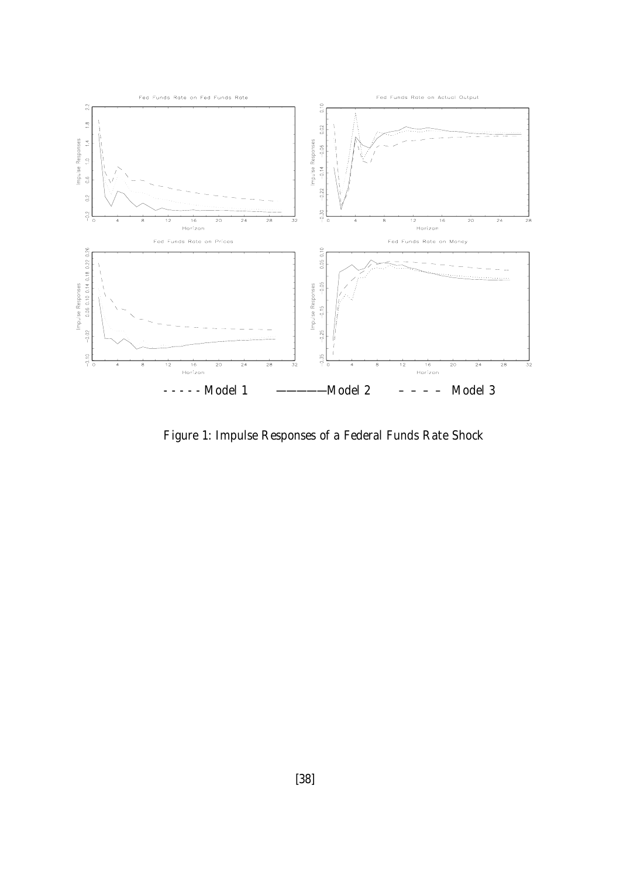- - - - - Model 1 ——————Model 2 – – – – Model 3

Figure 1: Impulse Responses of a Federal Funds Rate Shock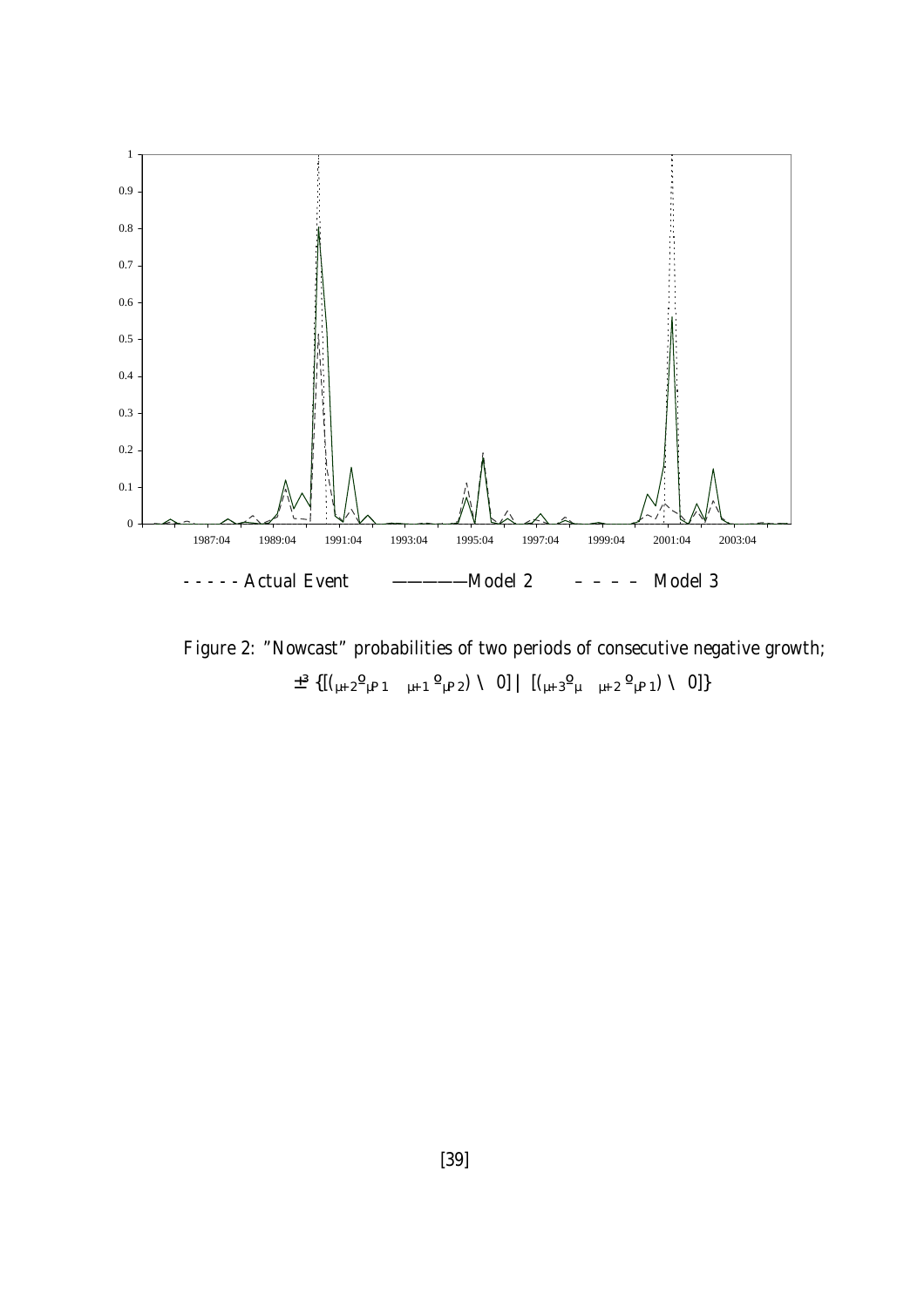- - - - - Actual Event ——————Model 2 – – – – Model 3

Figure 2: "Nowcast" probabilities of two periods of consecutive negative growth;

$$\pi^3\{[(y_{t+2}-y_{t-1},\ y_{t+1}-y_{t-2}) < 0] \cup [(y_{t+3}-y_{t},\ y_{t+2}-y_{t-1}) < 0]\}$$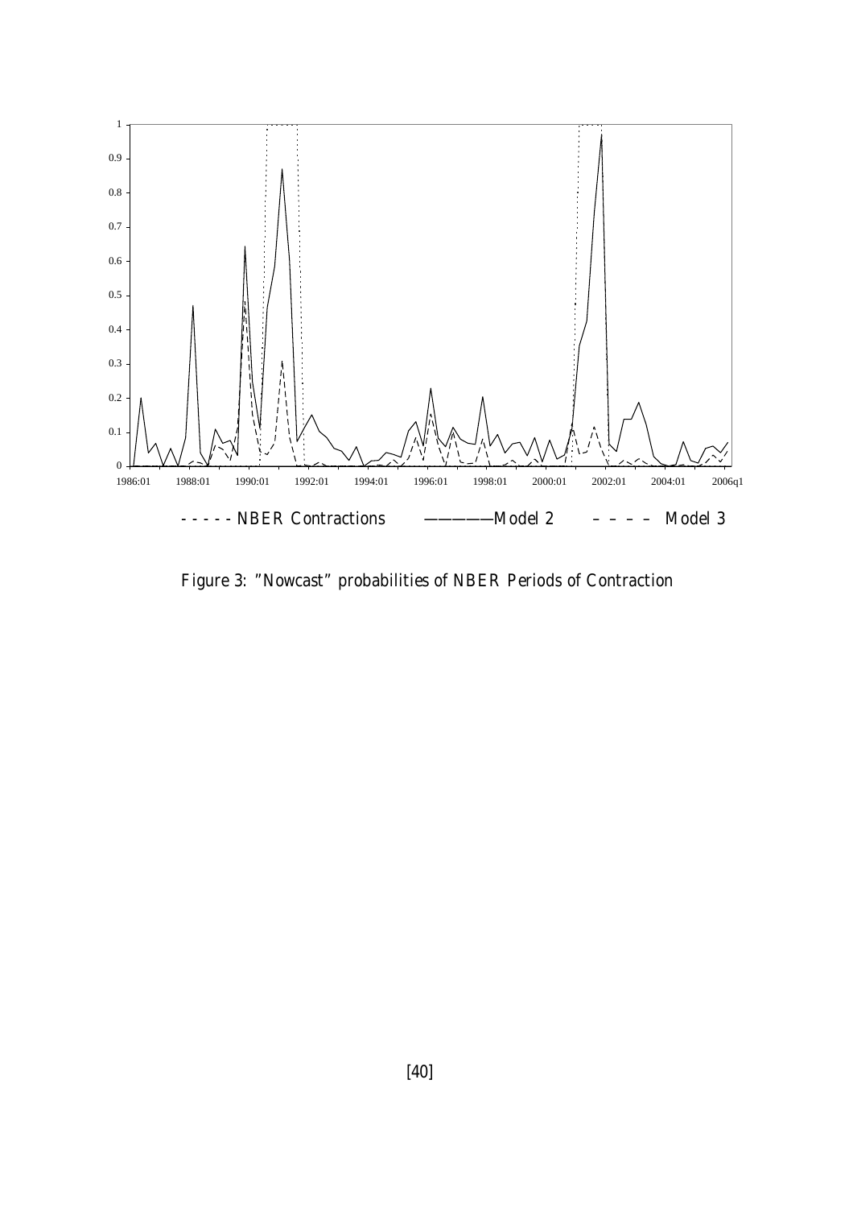Figure 3: "Nowcast" probabilities of NBER Periods of Contraction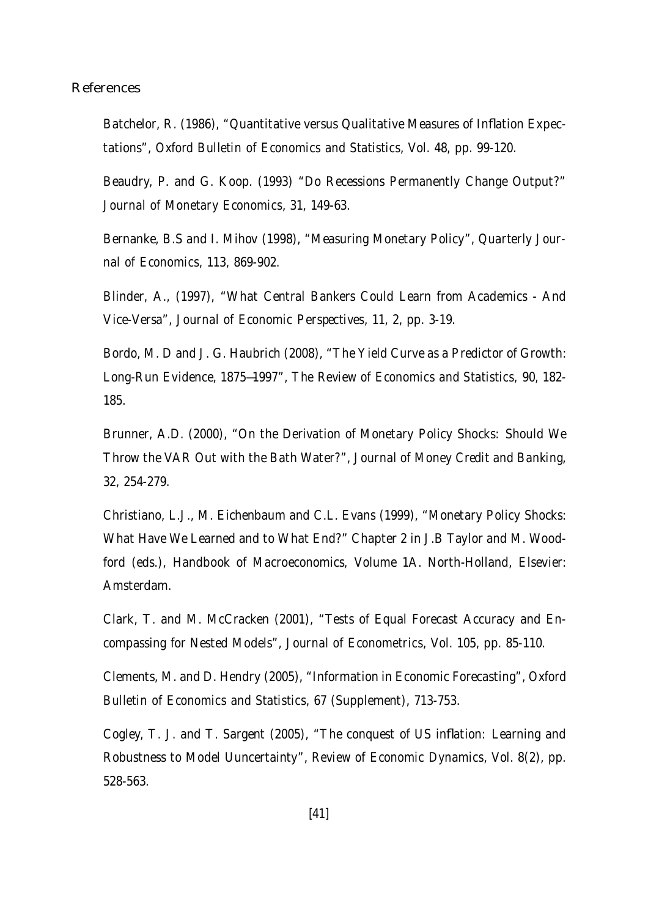# References

Batchelor, R. (1986), "Quantitative versus Qualitative Measures of Inflation Expectations", *Oxford Bulletin of Economics and Statistics*, Vol. 48, pp. 99-120.

Beaudry, P. and G. Koop. (1993) "Do Recessions Permanently Change Output?" *Journal of Monetary Economics*, 31, 149-63.

Bernanke, B.S and I. Mihov (1998), "Measuring Monetary Policy", *Quarterly Journal of Economics*, 113, 869-902.

Blinder, A., (1997), "What Central Bankers Could Learn from Academics - And Vice-Versa", *Journal of Economic Perspectives*, 11, 2, pp. 3-19.

Bordo, M. D and J. G. Haubrich (2008), "The Yield Curve as a Predictor of Growth: Long-Run Evidence, 1875—1997", *The Review of Economics and Statistics*, 90, 182-185.

Brunner, A.D. (2000), "On the Derivation of Monetary Policy Shocks: Should We Throw the VAR Out with the Bath Water?", *Journal of Money Credit and Banking*, 32, 254-279.

Christiano, L.J., M. Eichenbaum and C.L. Evans (1999), "Monetary Policy Shocks: What Have We Learned and to What End?" Chapter 2 in J.B Taylor and M. Woodford (eds.), *Handbook of Macroeconomics, Volume 1A*. North-Holland, Elsevier: Amsterdam.

Clark, T. and M. McCracken (2001), "Tests of Equal Forecast Accuracy and Encompassing for Nested Models", *Journal of Econometrics*, Vol. 105, pp. 85-110.

Clements, M. and D. Hendry (2005), "Information in Economic Forecasting", *Oxford Bulletin of Economics and Statistics*, 67 (Supplement), 713-753.

Cogley, T. J. and T. Sargent (2005), "The conquest of US inflation: Learning and Robustness to Model Uuncertainty", *Review of Economic Dynamics*, Vol. 8(2), pp. 528-563.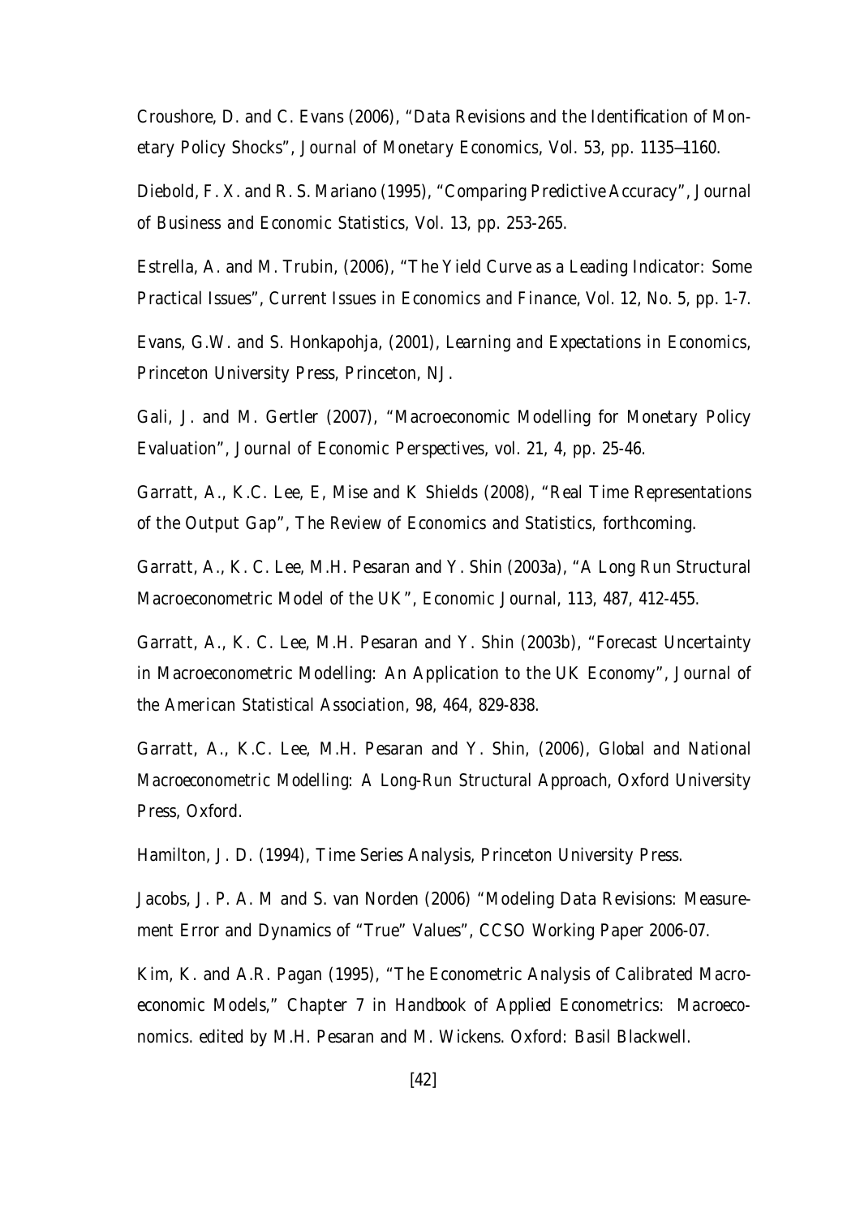Croushore, D. and C. Evans (2006), "Data Revisions and the Identification of Monetary Policy Shocks", *Journal of Monetary Economics*, Vol. 53, pp. 1135—1160.

Diebold, F. X. and R. S. Mariano (1995), "Comparing Predictive Accuracy", *Journal of Business and Economic Statistics*, Vol. 13, pp. 253-265.

Estrella, A. and M. Trubin, (2006), "The Yield Curve as a Leading Indicator: Some Practical Issues", *Current Issues in Economics and Finance*, Vol. 12, No. 5, pp. 1-7.

Evans, G.W. and S. Honkapohja, (2001), *Learning and Expectations in Economics*, Princeton University Press, Princeton, NJ.

Gali, J. and M. Gertler (2007), "Macroeconomic Modelling for Monetary Policy Evaluation", *Journal of Economic Perspectives*, vol. 21, 4, pp. 25-46.

Garratt, A., K.C. Lee, E, Mise and K Shields (2008), "Real Time Representations of the Output Gap", *The Review of Economics and Statistics*, forthcoming.

Garratt, A., K. C. Lee, M.H. Pesaran and Y. Shin (2003a), "A Long Run Structural Macroeconometric Model of the UK", *Economic Journal*, 113, 487, 412-455.

Garratt, A., K. C. Lee, M.H. Pesaran and Y. Shin (2003b), "Forecast Uncertainty in Macroeconometric Modelling: An Application to the UK Economy", *Journal of the American Statistical Association*, 98, 464, 829-838.

Garratt, A., K.C. Lee, M.H. Pesaran and Y. Shin, (2006), *Global and National Macroeconometric Modelling: A Long-Run Structural Approach*, Oxford University Press, Oxford.

Hamilton, J. D. (1994), Time Series Analysis, Princeton University Press.

Jacobs, J. P. A. M and S. van Norden (2006) "Modeling Data Revisions: Measurement Error and Dynamics of "True" Values", CCSO Working Paper 2006-07.

Kim, K. and A.R. Pagan (1995), "The Econometric Analysis of Calibrated Macroeconomic Models," Chapter 7 in *Handbook of Applied Econometrics: Macroeconomics*. edited by M.H. Pesaran and M. Wickens. Oxford: Basil Blackwell.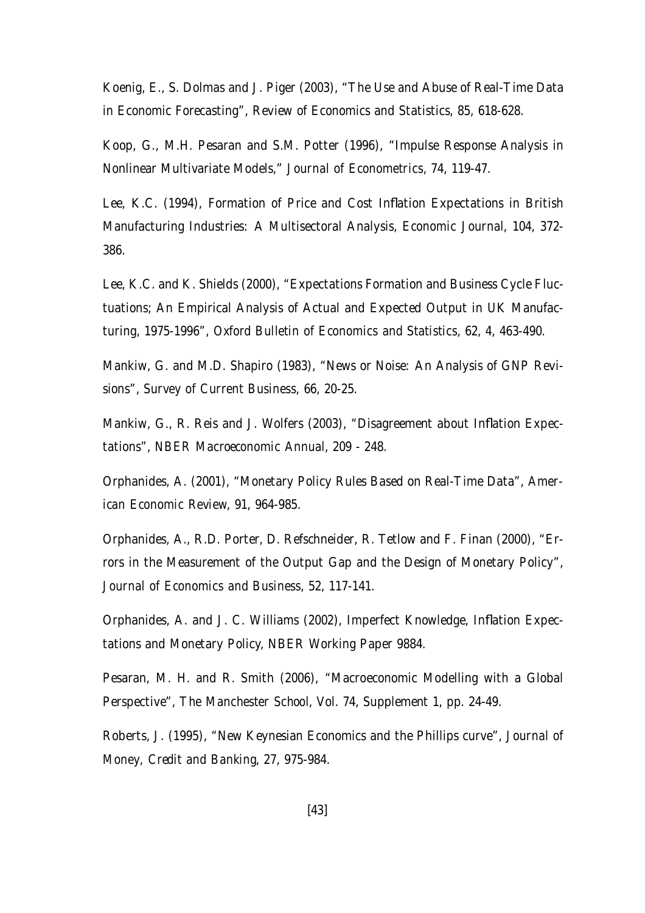Koenig, E., S. Dolmas and J. Piger (2003), "The Use and Abuse of Real-Time Data in Economic Forecasting", Review of Economics and Statistics, 85, 618-628.

Koop, G., M.H. Pesaran and S.M. Potter (1996), "Impulse Response Analysis in Nonlinear Multivariate Models," *Journal of Econometrics*, 74, 119-47.

Lee, K.C. (1994), Formation of Price and Cost Inflation Expectations in British Manufacturing Industries: A Multisectoral Analysis, Economic Journal, 104, 372-386.

Lee, K.C. and K. Shields (2000), "Expectations Formation and Business Cycle Fluctuations; An Empirical Analysis of Actual and Expected Output in UK Manufacturing, 1975-1996", Oxford Bulletin of Economics and Statistics, 62, 4, 463-490.

Mankiw, G. and M.D. Shapiro (1983), "News or Noise: An Analysis of GNP Revisions", Survey of Current Business, 66, 20-25.

Mankiw, G., R. Reis and J. Wolfers (2003), "Disagreement about Inflation Expectations", NBER Macroeconomic Annual, 209 - 248.

Orphanides, A. (2001), "Monetary Policy Rules Based on Real-Time Data", American Economic Review, 91, 964-985.

Orphanides, A., R.D. Porter, D. Refschneider, R. Tetlow and F. Finan (2000), "Errors in the Measurement of the Output Gap and the Design of Monetary Policy", Journal of Economics and Business, 52, 117-141.

Orphanides, A. and J. C. Williams (2002), Imperfect Knowledge, Inflation Expectations and Monetary Policy, NBER Working Paper 9884.

Pesaran, M. H. and R. Smith (2006), "Macroeconomic Modelling with a Global Perspective", The Manchester School, Vol. 74, Supplement 1, pp. 24-49.

Roberts, J. (1995), "New Keynesian Economics and the Phillips curve", *Journal of Money, Credit and Banking*, 27, 975-984.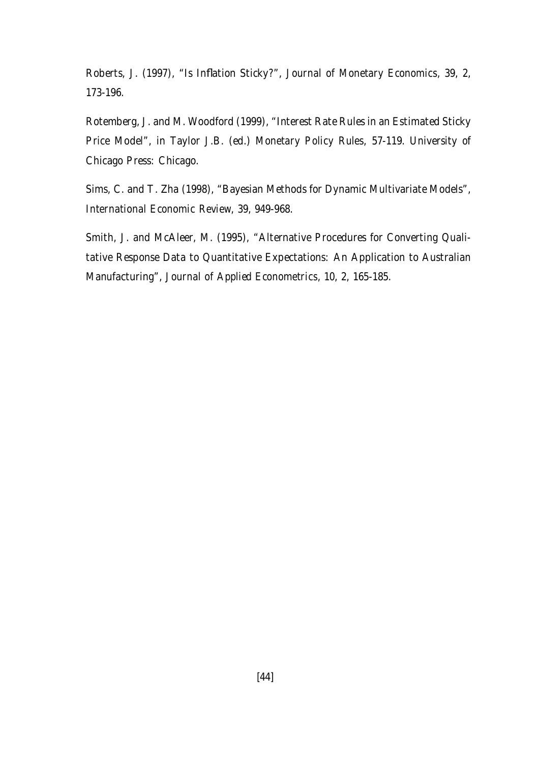Roberts, J. (1997), "Is Inflation Sticky?", *Journal of Monetary Economics*, 39, 2, 173-196.

Rotemberg, J. and M. Woodford (1999), "Interest Rate Rules in an Estimated Sticky Price Model", in Taylor J.B. (ed.) *Monetary Policy Rules*, 57-119. University of Chicago Press: Chicago.

Sims, C. and T. Zha (1998), "Bayesian Methods for Dynamic Multivariate Models", *International Economic Review*, 39, 949-968.

Smith, J. and McAleer, M. (1995), "Alternative Procedures for Converting Qualitative Response Data to Quantitative Expectations: An Application to Australian Manufacturing", *Journal of Applied Econometrics*, 10, 2, 165-185.